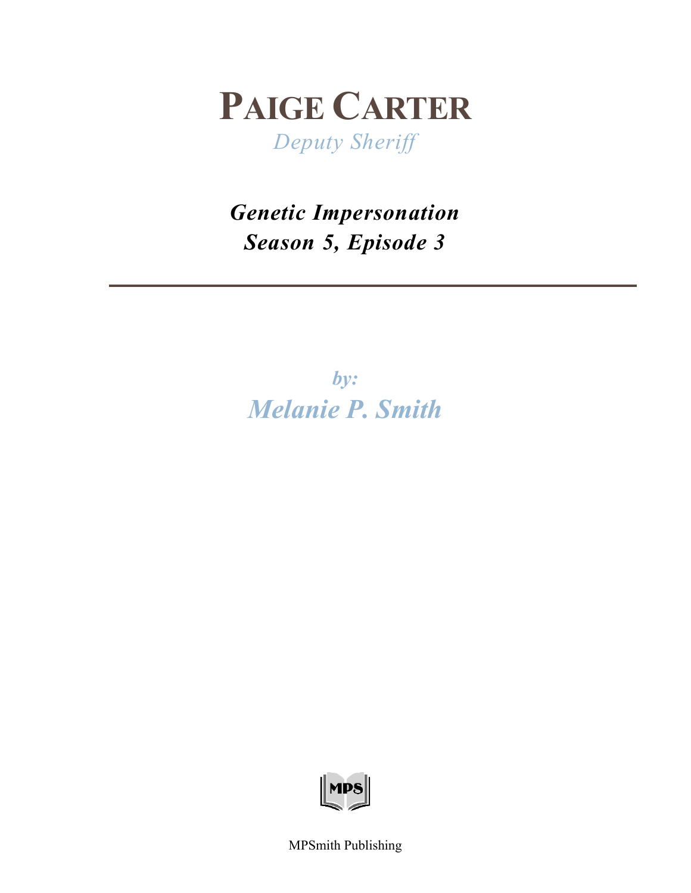# PAIGE CARTER

*Deputy Sheriff*

***Genetic Impersonation***
***Season 5, Episode 3***

---

***by:***
***Melanie P. Smith***

MPSmith Publishing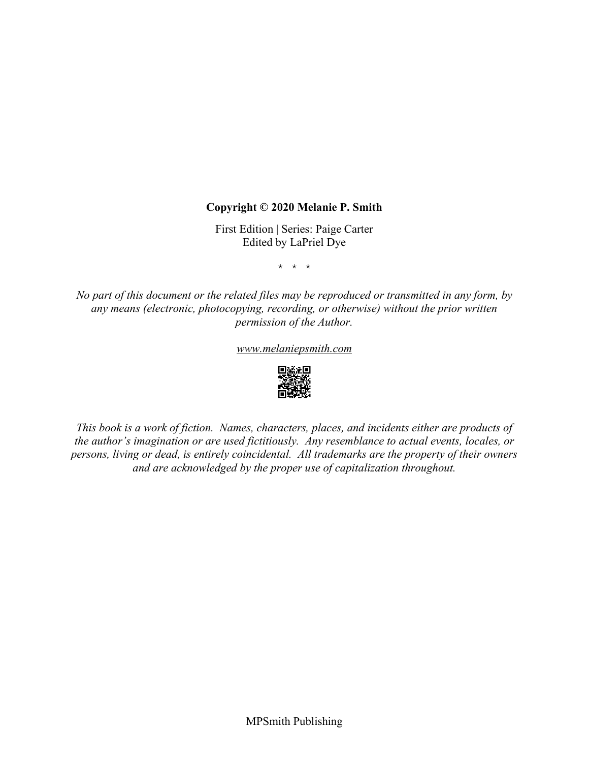**Copyright © 2020 Melanie P. Smith**

First Edition | Series: Paige Carter
Edited by LaPriel Dye

\* \* \*

*No part of this document or the related files may be reproduced or transmitted in any form, by any means (electronic, photocopying, recording, or otherwise) without the prior written permission of the Author.*

*www.melaniepsmith.com*

*This book is a work of fiction. Names, characters, places, and incidents either are products of the author's imagination or are used fictitiously. Any resemblance to actual events, locales, or persons, living or dead, is entirely coincidental. All trademarks are the property of their owners and are acknowledged by the proper use of capitalization throughout.*

MPSmith Publishing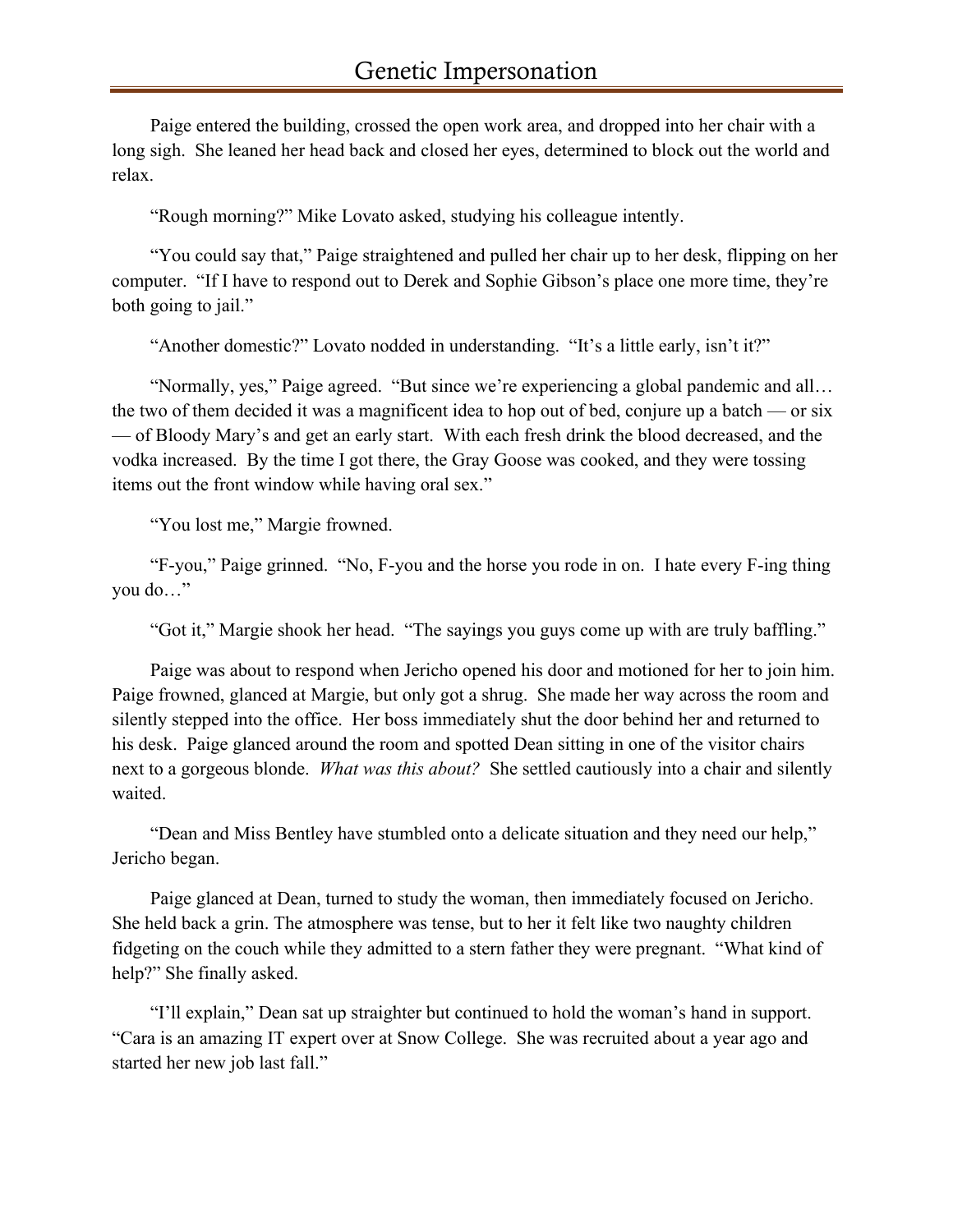Paige entered the building, crossed the open work area, and dropped into her chair with a long sigh. She leaned her head back and closed her eyes, determined to block out the world and relax.

"Rough morning?" Mike Lovato asked, studying his colleague intently.

"You could say that," Paige straightened and pulled her chair up to her desk, flipping on her computer. "If I have to respond out to Derek and Sophie Gibson's place one more time, they're both going to jail."

"Another domestic?" Lovato nodded in understanding. "It's a little early, isn't it?"

"Normally, yes," Paige agreed. "But since we're experiencing a global pandemic and all… the two of them decided it was a magnificent idea to hop out of bed, conjure up a batch — or six — of Bloody Mary's and get an early start. With each fresh drink the blood decreased, and the vodka increased. By the time I got there, the Gray Goose was cooked, and they were tossing items out the front window while having oral sex."

"You lost me," Margie frowned.

"F-you," Paige grinned. "No, F-you and the horse you rode in on. I hate every F-ing thing you do…"

"Got it," Margie shook her head. "The sayings you guys come up with are truly baffling."

Paige was about to respond when Jericho opened his door and motioned for her to join him. Paige frowned, glanced at Margie, but only got a shrug. She made her way across the room and silently stepped into the office. Her boss immediately shut the door behind her and returned to his desk. Paige glanced around the room and spotted Dean sitting in one of the visitor chairs next to a gorgeous blonde. *What was this about?* She settled cautiously into a chair and silently waited.

"Dean and Miss Bentley have stumbled onto a delicate situation and they need our help," Jericho began.

Paige glanced at Dean, turned to study the woman, then immediately focused on Jericho. She held back a grin. The atmosphere was tense, but to her it felt like two naughty children fidgeting on the couch while they admitted to a stern father they were pregnant. "What kind of help?" She finally asked.

"I'll explain," Dean sat up straighter but continued to hold the woman's hand in support. "Cara is an amazing IT expert over at Snow College. She was recruited about a year ago and started her new job last fall."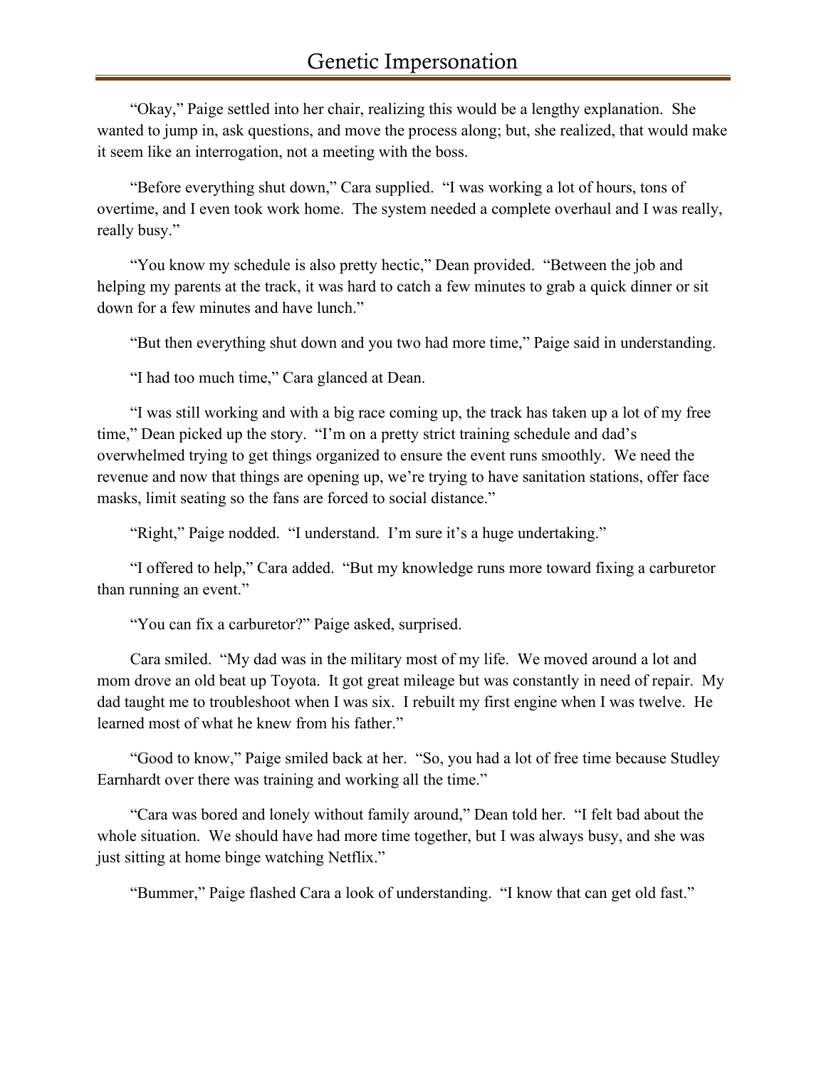"Okay," Paige settled into her chair, realizing this would be a lengthy explanation. She wanted to jump in, ask questions, and move the process along; but, she realized, that would make it seem like an interrogation, not a meeting with the boss.

"Before everything shut down," Cara supplied. "I was working a lot of hours, tons of overtime, and I even took work home. The system needed a complete overhaul and I was really, really busy."

"You know my schedule is also pretty hectic," Dean provided. "Between the job and helping my parents at the track, it was hard to catch a few minutes to grab a quick dinner or sit down for a few minutes and have lunch."

"But then everything shut down and you two had more time," Paige said in understanding.

"I had too much time," Cara glanced at Dean.

"I was still working and with a big race coming up, the track has taken up a lot of my free time," Dean picked up the story. "I'm on a pretty strict training schedule and dad's overwhelmed trying to get things organized to ensure the event runs smoothly. We need the revenue and now that things are opening up, we're trying to have sanitation stations, offer face masks, limit seating so the fans are forced to social distance."

"Right," Paige nodded. "I understand. I'm sure it's a huge undertaking."

"I offered to help," Cara added. "But my knowledge runs more toward fixing a carburetor than running an event."

"You can fix a carburetor?" Paige asked, surprised.

Cara smiled. "My dad was in the military most of my life. We moved around a lot and mom drove an old beat up Toyota. It got great mileage but was constantly in need of repair. My dad taught me to troubleshoot when I was six. I rebuilt my first engine when I was twelve. He learned most of what he knew from his father."

"Good to know," Paige smiled back at her. "So, you had a lot of free time because Studley Earnhardt over there was training and working all the time."

"Cara was bored and lonely without family around," Dean told her. "I felt bad about the whole situation. We should have had more time together, but I was always busy, and she was just sitting at home binge watching Netflix."

"Bummer," Paige flashed Cara a look of understanding. "I know that can get old fast."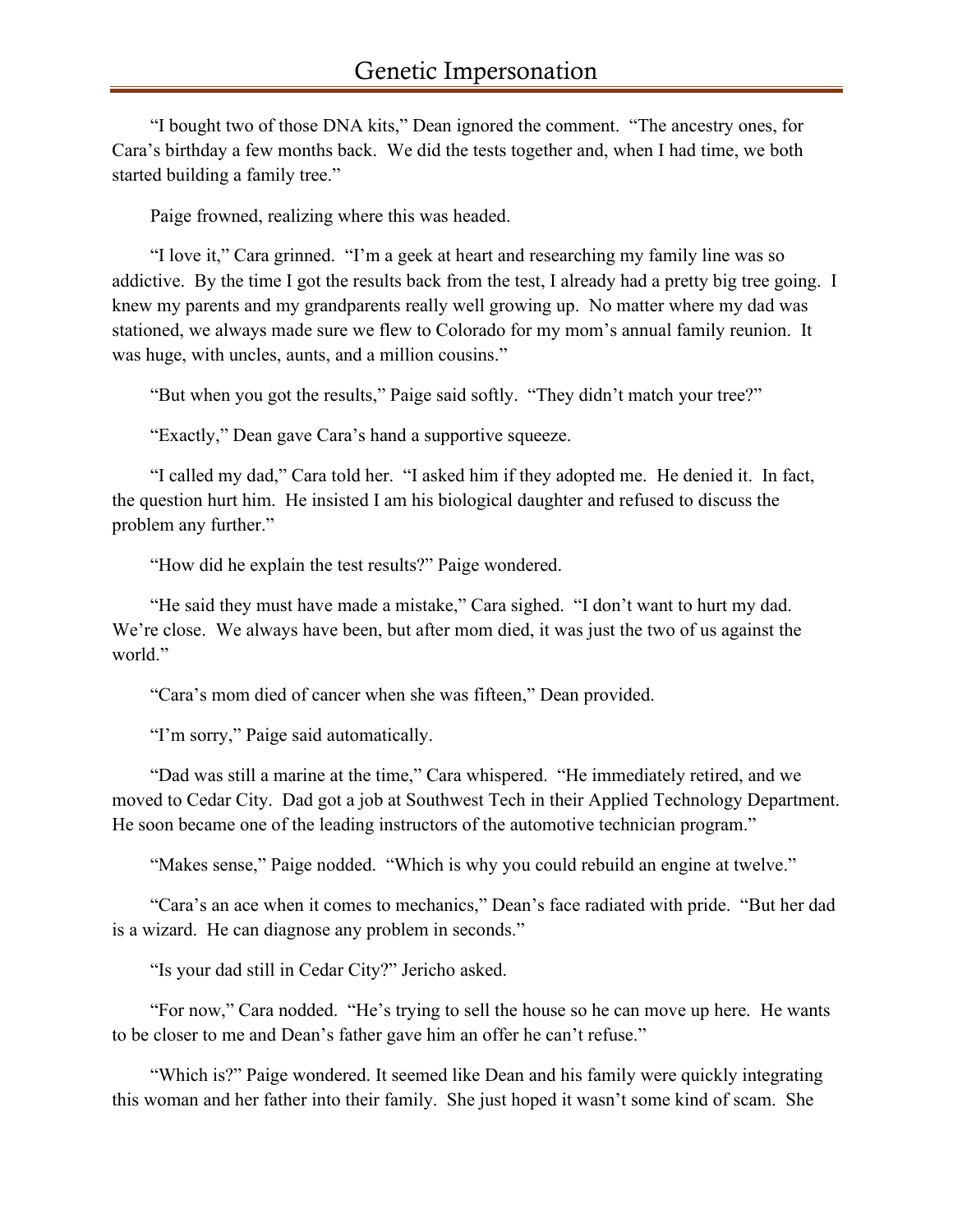"I bought two of those DNA kits," Dean ignored the comment. "The ancestry ones, for Cara's birthday a few months back. We did the tests together and, when I had time, we both started building a family tree."

Paige frowned, realizing where this was headed.

"I love it," Cara grinned. "I'm a geek at heart and researching my family line was so addictive. By the time I got the results back from the test, I already had a pretty big tree going. I knew my parents and my grandparents really well growing up. No matter where my dad was stationed, we always made sure we flew to Colorado for my mom's annual family reunion. It was huge, with uncles, aunts, and a million cousins."

"But when you got the results," Paige said softly. "They didn't match your tree?"

"Exactly," Dean gave Cara's hand a supportive squeeze.

"I called my dad," Cara told her. "I asked him if they adopted me. He denied it. In fact, the question hurt him. He insisted I am his biological daughter and refused to discuss the problem any further."

"How did he explain the test results?" Paige wondered.

"He said they must have made a mistake," Cara sighed. "I don't want to hurt my dad. We're close. We always have been, but after mom died, it was just the two of us against the world."

"Cara's mom died of cancer when she was fifteen," Dean provided.

"I'm sorry," Paige said automatically.

"Dad was still a marine at the time," Cara whispered. "He immediately retired, and we moved to Cedar City. Dad got a job at Southwest Tech in their Applied Technology Department. He soon became one of the leading instructors of the automotive technician program."

"Makes sense," Paige nodded. "Which is why you could rebuild an engine at twelve."

"Cara's an ace when it comes to mechanics," Dean's face radiated with pride. "But her dad is a wizard. He can diagnose any problem in seconds."

"Is your dad still in Cedar City?" Jericho asked.

"For now," Cara nodded. "He's trying to sell the house so he can move up here. He wants to be closer to me and Dean's father gave him an offer he can't refuse."

"Which is?" Paige wondered. It seemed like Dean and his family were quickly integrating this woman and her father into their family. She just hoped it wasn't some kind of scam. She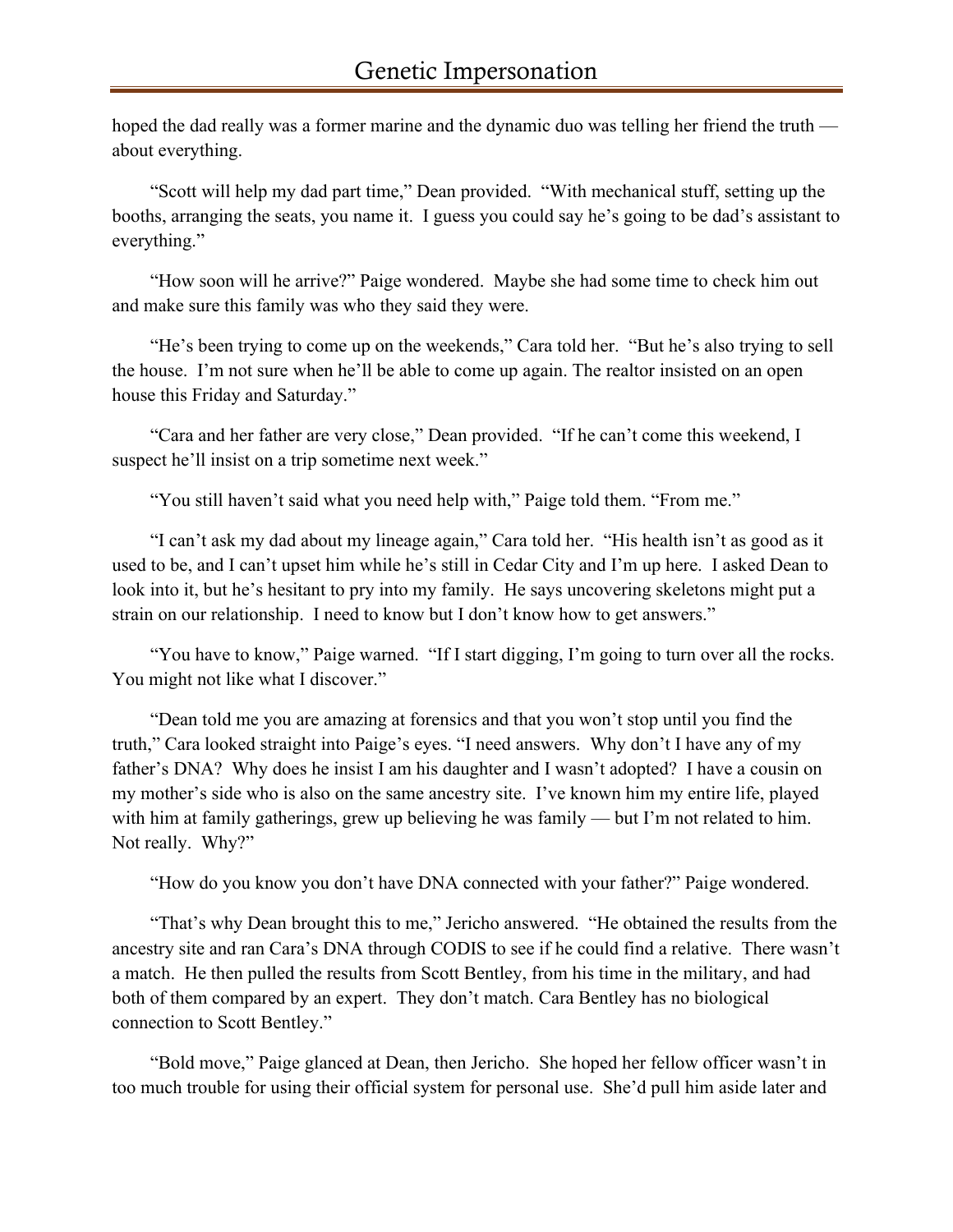hoped the dad really was a former marine and the dynamic duo was telling her friend the truth — about everything.

"Scott will help my dad part time," Dean provided. "With mechanical stuff, setting up the booths, arranging the seats, you name it. I guess you could say he's going to be dad's assistant to everything."

"How soon will he arrive?" Paige wondered. Maybe she had some time to check him out and make sure this family was who they said they were.

"He's been trying to come up on the weekends," Cara told her. "But he's also trying to sell the house. I'm not sure when he'll be able to come up again. The realtor insisted on an open house this Friday and Saturday."

"Cara and her father are very close," Dean provided. "If he can't come this weekend, I suspect he'll insist on a trip sometime next week."

"You still haven't said what you need help with," Paige told them. "From me."

"I can't ask my dad about my lineage again," Cara told her. "His health isn't as good as it used to be, and I can't upset him while he's still in Cedar City and I'm up here. I asked Dean to look into it, but he's hesitant to pry into my family. He says uncovering skeletons might put a strain on our relationship. I need to know but I don't know how to get answers."

"You have to know," Paige warned. "If I start digging, I'm going to turn over all the rocks. You might not like what I discover."

"Dean told me you are amazing at forensics and that you won't stop until you find the truth," Cara looked straight into Paige's eyes. "I need answers. Why don't I have any of my father's DNA? Why does he insist I am his daughter and I wasn't adopted? I have a cousin on my mother's side who is also on the same ancestry site. I've known him my entire life, played with him at family gatherings, grew up believing he was family — but I'm not related to him. Not really. Why?"

"How do you know you don't have DNA connected with your father?" Paige wondered.

"That's why Dean brought this to me," Jericho answered. "He obtained the results from the ancestry site and ran Cara's DNA through CODIS to see if he could find a relative. There wasn't a match. He then pulled the results from Scott Bentley, from his time in the military, and had both of them compared by an expert. They don't match. Cara Bentley has no biological connection to Scott Bentley."

"Bold move," Paige glanced at Dean, then Jericho. She hoped her fellow officer wasn't in too much trouble for using their official system for personal use. She'd pull him aside later and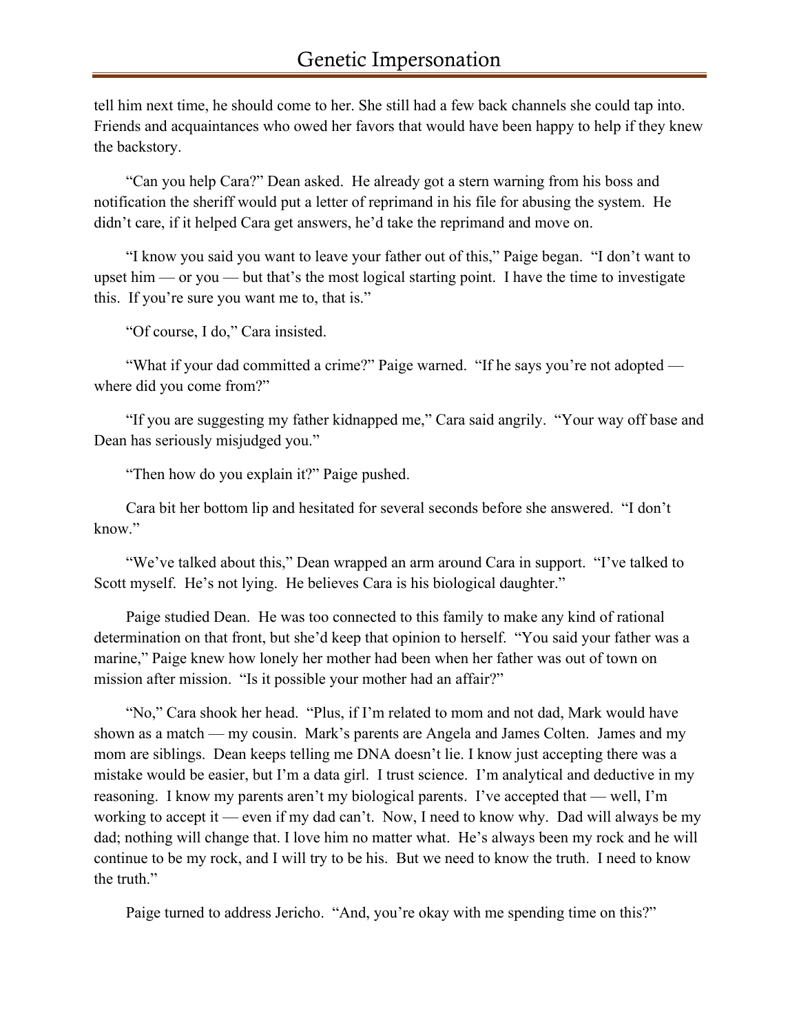tell him next time, he should come to her. She still had a few back channels she could tap into. Friends and acquaintances who owed her favors that would have been happy to help if they knew the backstory.

"Can you help Cara?" Dean asked. He already got a stern warning from his boss and notification the sheriff would put a letter of reprimand in his file for abusing the system. He didn't care, if it helped Cara get answers, he'd take the reprimand and move on.

"I know you said you want to leave your father out of this," Paige began. "I don't want to upset him — or you — but that's the most logical starting point. I have the time to investigate this. If you're sure you want me to, that is."

"Of course, I do," Cara insisted.

"What if your dad committed a crime?" Paige warned. "If he says you're not adopted — where did you come from?"

"If you are suggesting my father kidnapped me," Cara said angrily. "Your way off base and Dean has seriously misjudged you."

"Then how do you explain it?" Paige pushed.

Cara bit her bottom lip and hesitated for several seconds before she answered. "I don't know."

"We've talked about this," Dean wrapped an arm around Cara in support. "I've talked to Scott myself. He's not lying. He believes Cara is his biological daughter."

Paige studied Dean. He was too connected to this family to make any kind of rational determination on that front, but she'd keep that opinion to herself. "You said your father was a marine," Paige knew how lonely her mother had been when her father was out of town on mission after mission. "Is it possible your mother had an affair?"

"No," Cara shook her head. "Plus, if I'm related to mom and not dad, Mark would have shown as a match — my cousin. Mark's parents are Angela and James Colten. James and my mom are siblings. Dean keeps telling me DNA doesn't lie. I know just accepting there was a mistake would be easier, but I'm a data girl. I trust science. I'm analytical and deductive in my reasoning. I know my parents aren't my biological parents. I've accepted that — well, I'm working to accept it — even if my dad can't. Now, I need to know why. Dad will always be my dad; nothing will change that. I love him no matter what. He's always been my rock and he will continue to be my rock, and I will try to be his. But we need to know the truth. I need to know the truth."

Paige turned to address Jericho. "And, you're okay with me spending time on this?"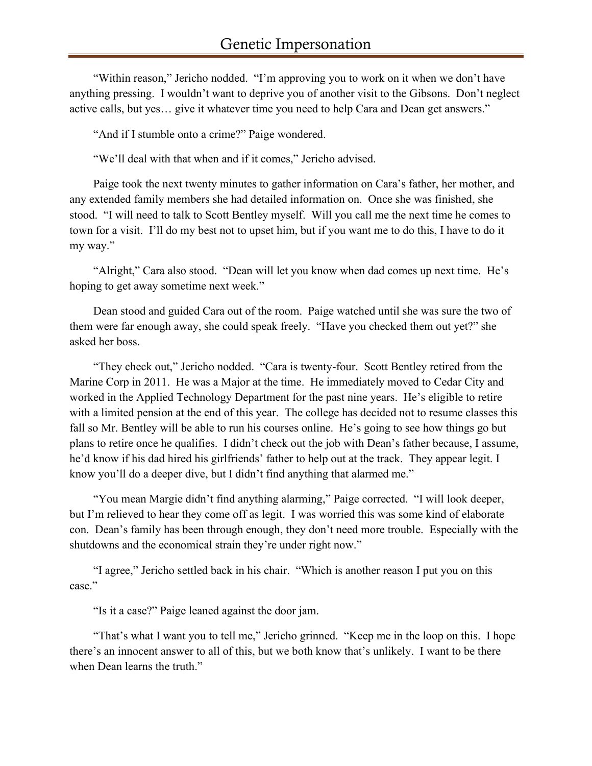"Within reason," Jericho nodded. "I'm approving you to work on it when we don't have anything pressing. I wouldn't want to deprive you of another visit to the Gibsons. Don't neglect active calls, but yes… give it whatever time you need to help Cara and Dean get answers."

"And if I stumble onto a crime?" Paige wondered.

"We'll deal with that when and if it comes," Jericho advised.

Paige took the next twenty minutes to gather information on Cara's father, her mother, and any extended family members she had detailed information on. Once she was finished, she stood. "I will need to talk to Scott Bentley myself. Will you call me the next time he comes to town for a visit. I'll do my best not to upset him, but if you want me to do this, I have to do it my way."

"Alright," Cara also stood. "Dean will let you know when dad comes up next time. He's hoping to get away sometime next week."

Dean stood and guided Cara out of the room. Paige watched until she was sure the two of them were far enough away, she could speak freely. "Have you checked them out yet?" she asked her boss.

"They check out," Jericho nodded. "Cara is twenty-four. Scott Bentley retired from the Marine Corp in 2011. He was a Major at the time. He immediately moved to Cedar City and worked in the Applied Technology Department for the past nine years. He's eligible to retire with a limited pension at the end of this year. The college has decided not to resume classes this fall so Mr. Bentley will be able to run his courses online. He's going to see how things go but plans to retire once he qualifies. I didn't check out the job with Dean's father because, I assume, he'd know if his dad hired his girlfriends' father to help out at the track. They appear legit. I know you'll do a deeper dive, but I didn't find anything that alarmed me."

"You mean Margie didn't find anything alarming," Paige corrected. "I will look deeper, but I'm relieved to hear they come off as legit. I was worried this was some kind of elaborate con. Dean's family has been through enough, they don't need more trouble. Especially with the shutdowns and the economical strain they're under right now."

"I agree," Jericho settled back in his chair. "Which is another reason I put you on this case."

"Is it a case?" Paige leaned against the door jam.

"That's what I want you to tell me," Jericho grinned. "Keep me in the loop on this. I hope there's an innocent answer to all of this, but we both know that's unlikely. I want to be there when Dean learns the truth."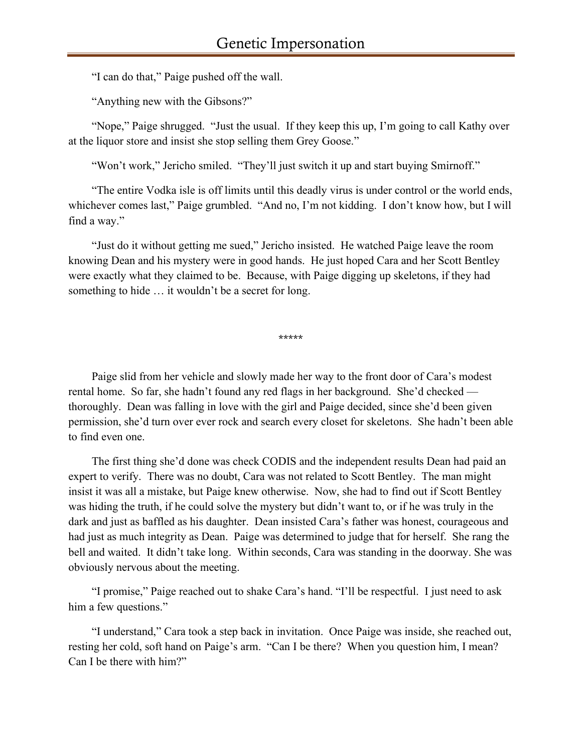"I can do that," Paige pushed off the wall.

"Anything new with the Gibsons?"

"Nope," Paige shrugged. "Just the usual. If they keep this up, I'm going to call Kathy over at the liquor store and insist she stop selling them Grey Goose."

"Won't work," Jericho smiled. "They'll just switch it up and start buying Smirnoff."

"The entire Vodka isle is off limits until this deadly virus is under control or the world ends, whichever comes last," Paige grumbled. "And no, I'm not kidding. I don't know how, but I will find a way."

"Just do it without getting me sued," Jericho insisted. He watched Paige leave the room knowing Dean and his mystery were in good hands. He just hoped Cara and her Scott Bentley were exactly what they claimed to be. Because, with Paige digging up skeletons, if they had something to hide … it wouldn't be a secret for long.

*****

Paige slid from her vehicle and slowly made her way to the front door of Cara's modest rental home. So far, she hadn't found any red flags in her background. She'd checked — thoroughly. Dean was falling in love with the girl and Paige decided, since she'd been given permission, she'd turn over ever rock and search every closet for skeletons. She hadn't been able to find even one.

The first thing she'd done was check CODIS and the independent results Dean had paid an expert to verify. There was no doubt, Cara was not related to Scott Bentley. The man might insist it was all a mistake, but Paige knew otherwise. Now, she had to find out if Scott Bentley was hiding the truth, if he could solve the mystery but didn't want to, or if he was truly in the dark and just as baffled as his daughter. Dean insisted Cara's father was honest, courageous and had just as much integrity as Dean. Paige was determined to judge that for herself. She rang the bell and waited. It didn't take long. Within seconds, Cara was standing in the doorway. She was obviously nervous about the meeting.

"I promise," Paige reached out to shake Cara's hand. "I'll be respectful. I just need to ask him a few questions."

"I understand," Cara took a step back in invitation. Once Paige was inside, she reached out, resting her cold, soft hand on Paige's arm. "Can I be there? When you question him, I mean? Can I be there with him?"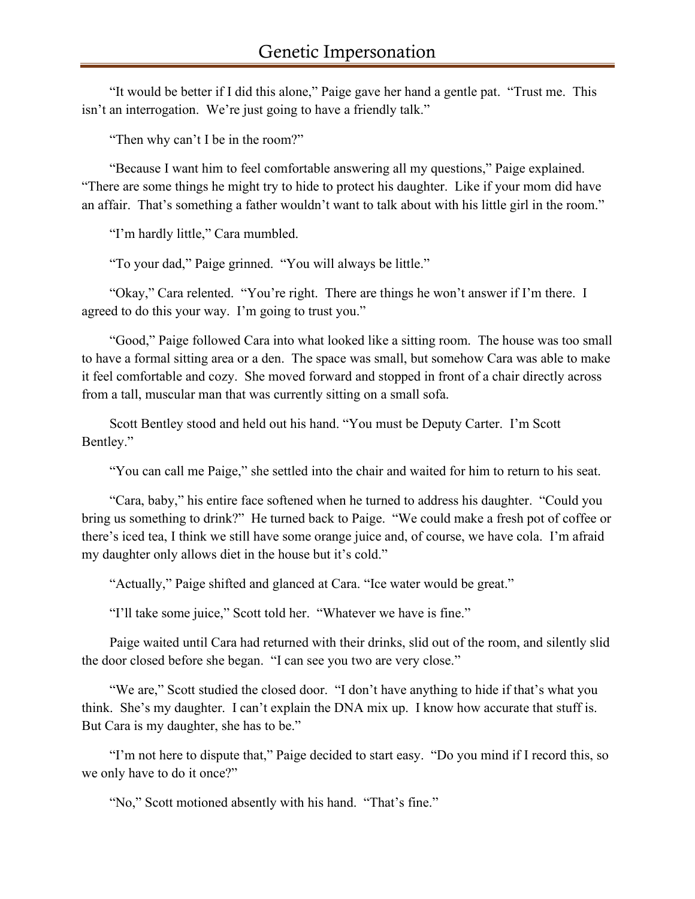"It would be better if I did this alone," Paige gave her hand a gentle pat. "Trust me. This isn't an interrogation. We're just going to have a friendly talk."

"Then why can't I be in the room?"

"Because I want him to feel comfortable answering all my questions," Paige explained. "There are some things he might try to hide to protect his daughter. Like if your mom did have an affair. That's something a father wouldn't want to talk about with his little girl in the room."

"I'm hardly little," Cara mumbled.

"To your dad," Paige grinned. "You will always be little."

"Okay," Cara relented. "You're right. There are things he won't answer if I'm there. I agreed to do this your way. I'm going to trust you."

"Good," Paige followed Cara into what looked like a sitting room. The house was too small to have a formal sitting area or a den. The space was small, but somehow Cara was able to make it feel comfortable and cozy. She moved forward and stopped in front of a chair directly across from a tall, muscular man that was currently sitting on a small sofa.

Scott Bentley stood and held out his hand. "You must be Deputy Carter. I'm Scott Bentley."

"You can call me Paige," she settled into the chair and waited for him to return to his seat.

"Cara, baby," his entire face softened when he turned to address his daughter. "Could you bring us something to drink?" He turned back to Paige. "We could make a fresh pot of coffee or there's iced tea, I think we still have some orange juice and, of course, we have cola. I'm afraid my daughter only allows diet in the house but it's cold."

"Actually," Paige shifted and glanced at Cara. "Ice water would be great."

"I'll take some juice," Scott told her. "Whatever we have is fine."

Paige waited until Cara had returned with their drinks, slid out of the room, and silently slid the door closed before she began. "I can see you two are very close."

"We are," Scott studied the closed door. "I don't have anything to hide if that's what you think. She's my daughter. I can't explain the DNA mix up. I know how accurate that stuff is. But Cara is my daughter, she has to be."

"I'm not here to dispute that," Paige decided to start easy. "Do you mind if I record this, so we only have to do it once?"

"No," Scott motioned absently with his hand. "That's fine."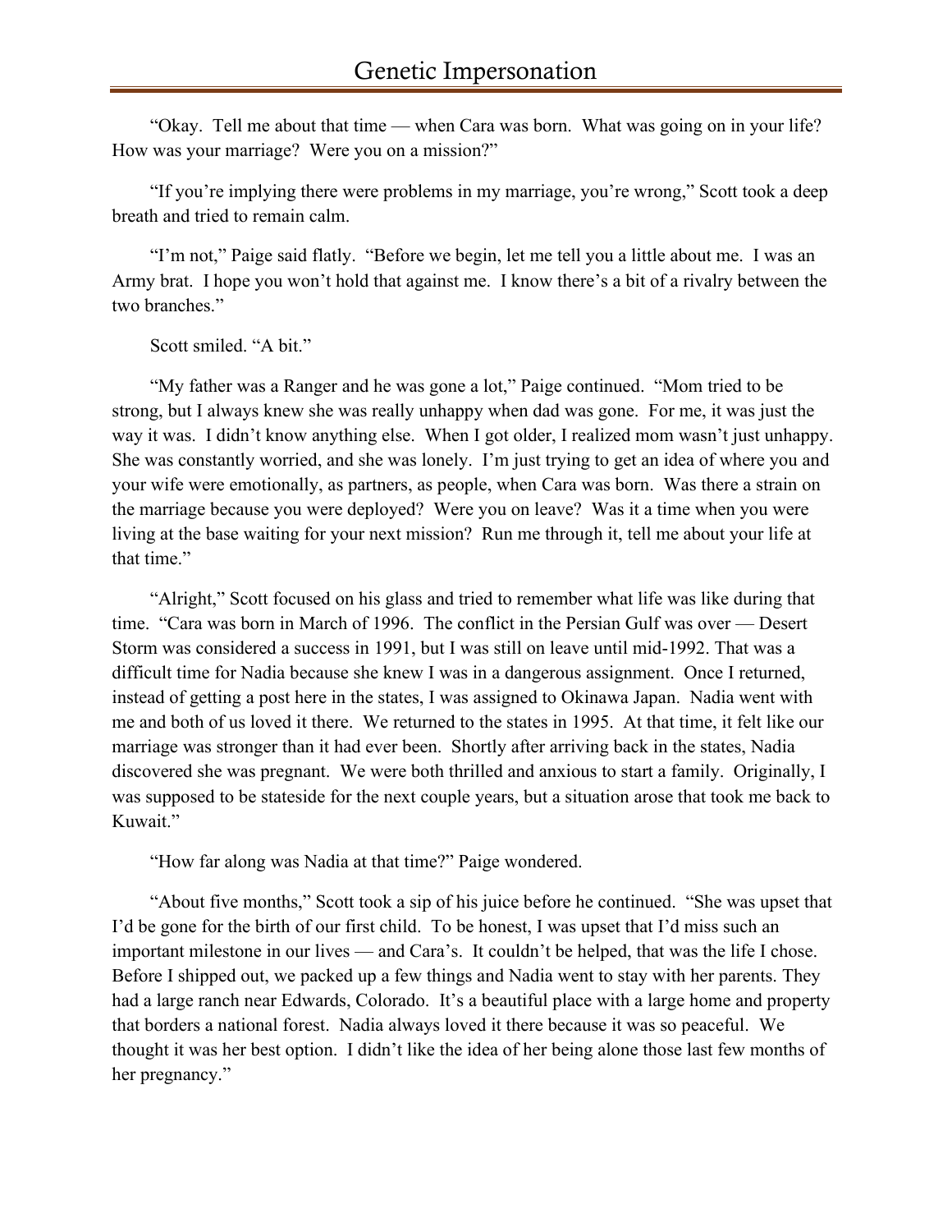"Okay. Tell me about that time — when Cara was born. What was going on in your life? How was your marriage? Were you on a mission?"

"If you're implying there were problems in my marriage, you're wrong," Scott took a deep breath and tried to remain calm.

"I'm not," Paige said flatly. "Before we begin, let me tell you a little about me. I was an Army brat. I hope you won't hold that against me. I know there's a bit of a rivalry between the two branches."

Scott smiled. "A bit."

"My father was a Ranger and he was gone a lot," Paige continued. "Mom tried to be strong, but I always knew she was really unhappy when dad was gone. For me, it was just the way it was. I didn't know anything else. When I got older, I realized mom wasn't just unhappy. She was constantly worried, and she was lonely. I'm just trying to get an idea of where you and your wife were emotionally, as partners, as people, when Cara was born. Was there a strain on the marriage because you were deployed? Were you on leave? Was it a time when you were living at the base waiting for your next mission? Run me through it, tell me about your life at that time."

"Alright," Scott focused on his glass and tried to remember what life was like during that time. "Cara was born in March of 1996. The conflict in the Persian Gulf was over — Desert Storm was considered a success in 1991, but I was still on leave until mid-1992. That was a difficult time for Nadia because she knew I was in a dangerous assignment. Once I returned, instead of getting a post here in the states, I was assigned to Okinawa Japan. Nadia went with me and both of us loved it there. We returned to the states in 1995. At that time, it felt like our marriage was stronger than it had ever been. Shortly after arriving back in the states, Nadia discovered she was pregnant. We were both thrilled and anxious to start a family. Originally, I was supposed to be stateside for the next couple years, but a situation arose that took me back to Kuwait."

"How far along was Nadia at that time?" Paige wondered.

"About five months," Scott took a sip of his juice before he continued. "She was upset that I'd be gone for the birth of our first child. To be honest, I was upset that I'd miss such an important milestone in our lives — and Cara's. It couldn't be helped, that was the life I chose. Before I shipped out, we packed up a few things and Nadia went to stay with her parents. They had a large ranch near Edwards, Colorado. It's a beautiful place with a large home and property that borders a national forest. Nadia always loved it there because it was so peaceful. We thought it was her best option. I didn't like the idea of her being alone those last few months of her pregnancy."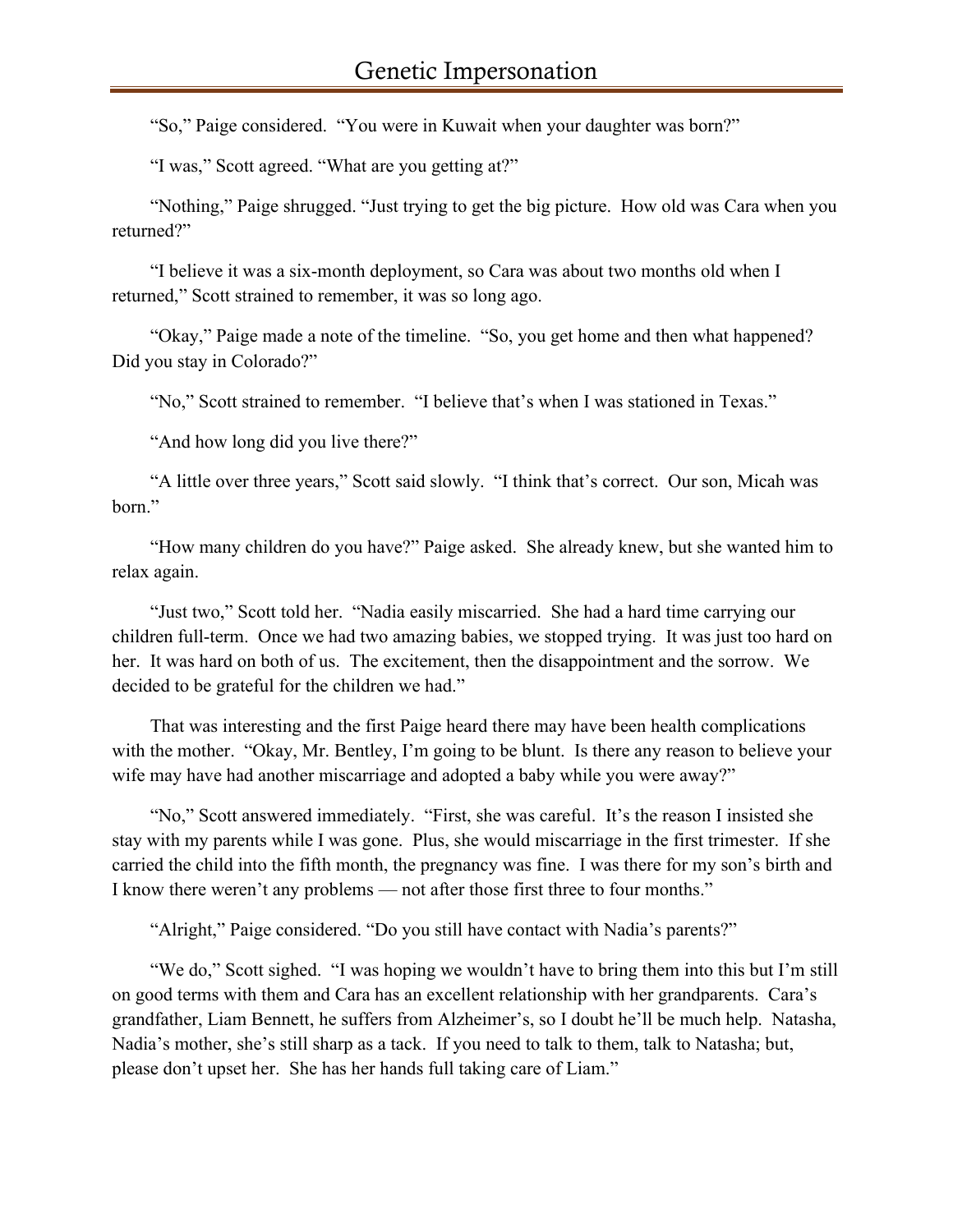"So," Paige considered. "You were in Kuwait when your daughter was born?"

"I was," Scott agreed. "What are you getting at?"

"Nothing," Paige shrugged. "Just trying to get the big picture. How old was Cara when you returned?"

"I believe it was a six-month deployment, so Cara was about two months old when I returned," Scott strained to remember, it was so long ago.

"Okay," Paige made a note of the timeline. "So, you get home and then what happened? Did you stay in Colorado?"

"No," Scott strained to remember. "I believe that's when I was stationed in Texas."

"And how long did you live there?"

"A little over three years," Scott said slowly. "I think that's correct. Our son, Micah was born."

"How many children do you have?" Paige asked. She already knew, but she wanted him to relax again.

"Just two," Scott told her. "Nadia easily miscarried. She had a hard time carrying our children full-term. Once we had two amazing babies, we stopped trying. It was just too hard on her. It was hard on both of us. The excitement, then the disappointment and the sorrow. We decided to be grateful for the children we had."

That was interesting and the first Paige heard there may have been health complications with the mother. "Okay, Mr. Bentley, I'm going to be blunt. Is there any reason to believe your wife may have had another miscarriage and adopted a baby while you were away?"

"No," Scott answered immediately. "First, she was careful. It's the reason I insisted she stay with my parents while I was gone. Plus, she would miscarriage in the first trimester. If she carried the child into the fifth month, the pregnancy was fine. I was there for my son's birth and I know there weren't any problems — not after those first three to four months."

"Alright," Paige considered. "Do you still have contact with Nadia's parents?"

"We do," Scott sighed. "I was hoping we wouldn't have to bring them into this but I'm still on good terms with them and Cara has an excellent relationship with her grandparents. Cara's grandfather, Liam Bennett, he suffers from Alzheimer's, so I doubt he'll be much help. Natasha, Nadia's mother, she's still sharp as a tack. If you need to talk to them, talk to Natasha; but, please don't upset her. She has her hands full taking care of Liam."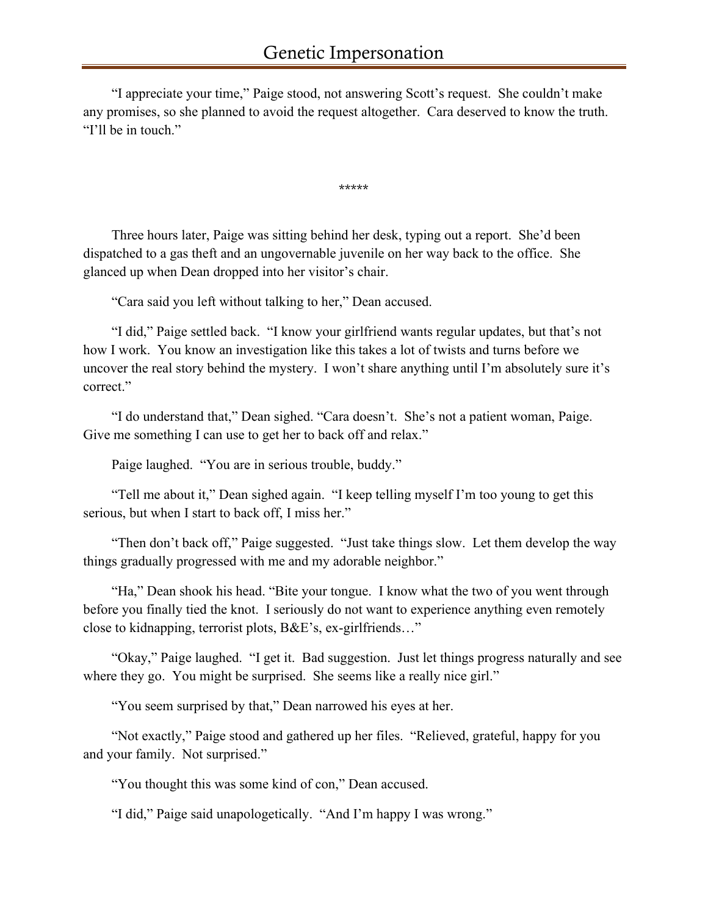"I appreciate your time," Paige stood, not answering Scott's request. She couldn't make any promises, so she planned to avoid the request altogether. Cara deserved to know the truth. "I'll be in touch."

*****

Three hours later, Paige was sitting behind her desk, typing out a report. She'd been dispatched to a gas theft and an ungovernable juvenile on her way back to the office. She glanced up when Dean dropped into her visitor's chair.

"Cara said you left without talking to her," Dean accused.

"I did," Paige settled back. "I know your girlfriend wants regular updates, but that's not how I work. You know an investigation like this takes a lot of twists and turns before we uncover the real story behind the mystery. I won't share anything until I'm absolutely sure it's correct."

"I do understand that," Dean sighed. "Cara doesn't. She's not a patient woman, Paige. Give me something I can use to get her to back off and relax."

Paige laughed. "You are in serious trouble, buddy."

"Tell me about it," Dean sighed again. "I keep telling myself I'm too young to get this serious, but when I start to back off, I miss her."

"Then don't back off," Paige suggested. "Just take things slow. Let them develop the way things gradually progressed with me and my adorable neighbor."

"Ha," Dean shook his head. "Bite your tongue. I know what the two of you went through before you finally tied the knot. I seriously do not want to experience anything even remotely close to kidnapping, terrorist plots, B&E's, ex-girlfriends…"

"Okay," Paige laughed. "I get it. Bad suggestion. Just let things progress naturally and see where they go. You might be surprised. She seems like a really nice girl."

"You seem surprised by that," Dean narrowed his eyes at her.

"Not exactly," Paige stood and gathered up her files. "Relieved, grateful, happy for you and your family. Not surprised."

"You thought this was some kind of con," Dean accused.

"I did," Paige said unapologetically. "And I'm happy I was wrong."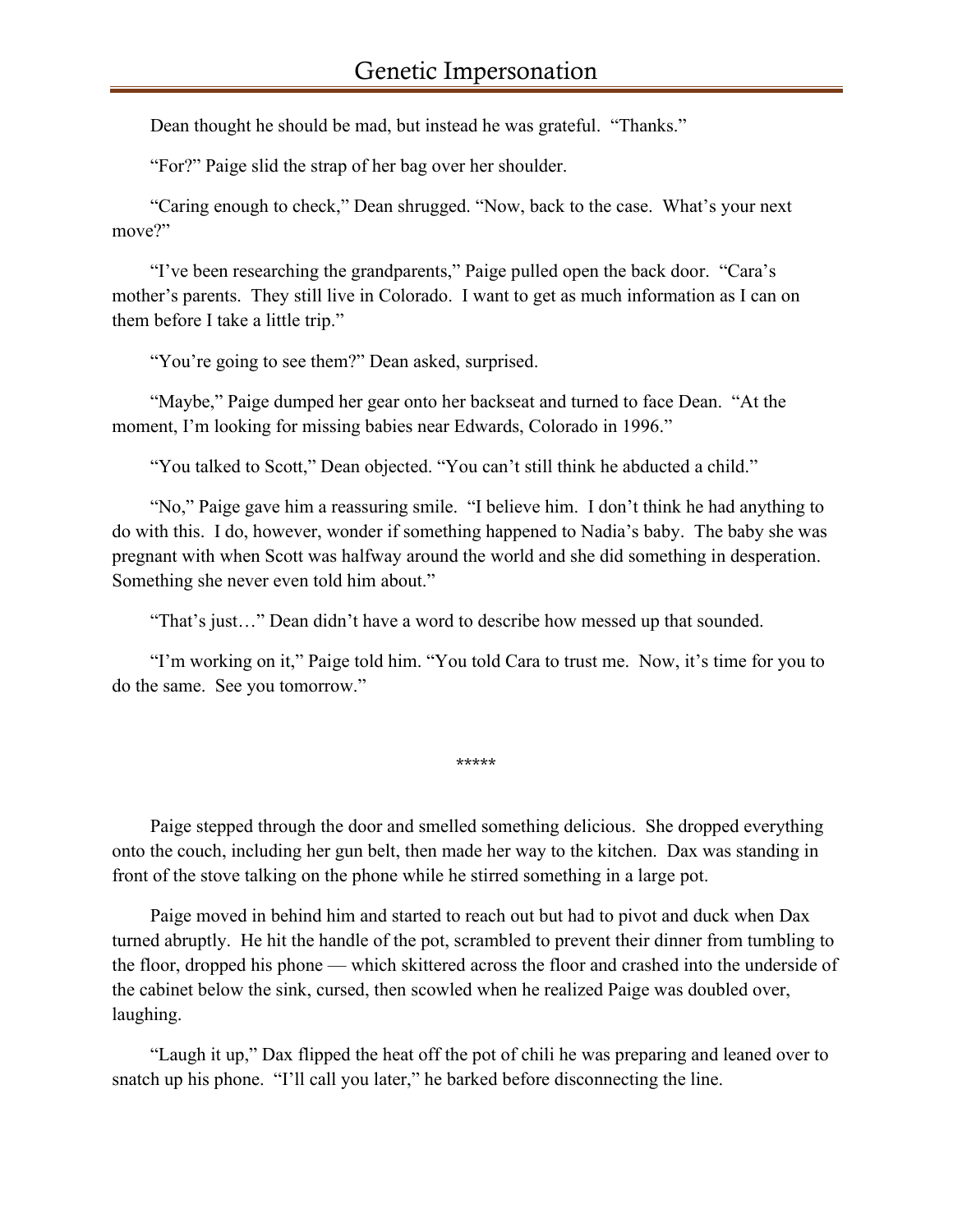Dean thought he should be mad, but instead he was grateful. "Thanks."

"For?" Paige slid the strap of her bag over her shoulder.

"Caring enough to check," Dean shrugged. "Now, back to the case. What's your next move?"

"I've been researching the grandparents," Paige pulled open the back door. "Cara's mother's parents. They still live in Colorado. I want to get as much information as I can on them before I take a little trip."

"You're going to see them?" Dean asked, surprised.

"Maybe," Paige dumped her gear onto her backseat and turned to face Dean. "At the moment, I'm looking for missing babies near Edwards, Colorado in 1996."

"You talked to Scott," Dean objected. "You can't still think he abducted a child."

"No," Paige gave him a reassuring smile. "I believe him. I don't think he had anything to do with this. I do, however, wonder if something happened to Nadia's baby. The baby she was pregnant with when Scott was halfway around the world and she did something in desperation. Something she never even told him about."

"That's just…" Dean didn't have a word to describe how messed up that sounded.

"I'm working on it," Paige told him. "You told Cara to trust me. Now, it's time for you to do the same. See you tomorrow."

\*\*\*\*\*

Paige stepped through the door and smelled something delicious. She dropped everything onto the couch, including her gun belt, then made her way to the kitchen. Dax was standing in front of the stove talking on the phone while he stirred something in a large pot.

Paige moved in behind him and started to reach out but had to pivot and duck when Dax turned abruptly. He hit the handle of the pot, scrambled to prevent their dinner from tumbling to the floor, dropped his phone — which skittered across the floor and crashed into the underside of the cabinet below the sink, cursed, then scowled when he realized Paige was doubled over, laughing.

"Laugh it up," Dax flipped the heat off the pot of chili he was preparing and leaned over to snatch up his phone. "I'll call you later," he barked before disconnecting the line.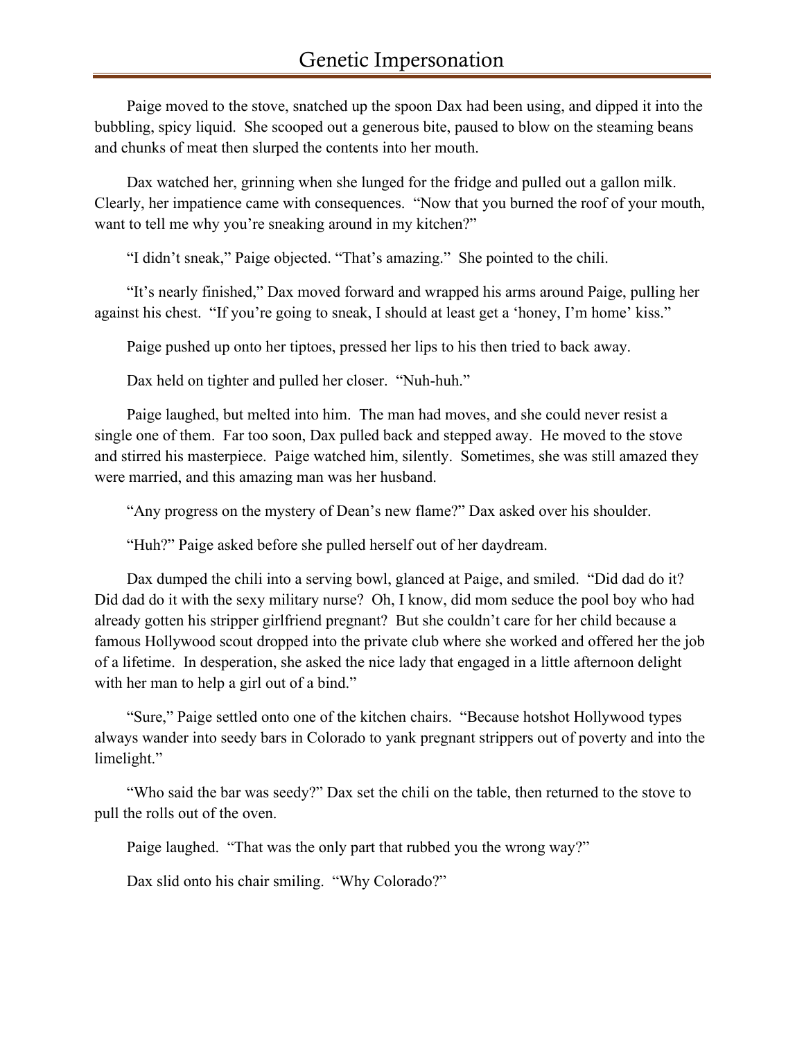Paige moved to the stove, snatched up the spoon Dax had been using, and dipped it into the bubbling, spicy liquid. She scooped out a generous bite, paused to blow on the steaming beans and chunks of meat then slurped the contents into her mouth.

Dax watched her, grinning when she lunged for the fridge and pulled out a gallon milk. Clearly, her impatience came with consequences. "Now that you burned the roof of your mouth, want to tell me why you're sneaking around in my kitchen?"

"I didn't sneak," Paige objected. "That's amazing." She pointed to the chili.

"It's nearly finished," Dax moved forward and wrapped his arms around Paige, pulling her against his chest. "If you're going to sneak, I should at least get a 'honey, I'm home' kiss."

Paige pushed up onto her tiptoes, pressed her lips to his then tried to back away.

Dax held on tighter and pulled her closer. "Nuh-huh."

Paige laughed, but melted into him. The man had moves, and she could never resist a single one of them. Far too soon, Dax pulled back and stepped away. He moved to the stove and stirred his masterpiece. Paige watched him, silently. Sometimes, she was still amazed they were married, and this amazing man was her husband.

"Any progress on the mystery of Dean's new flame?" Dax asked over his shoulder.

"Huh?" Paige asked before she pulled herself out of her daydream.

Dax dumped the chili into a serving bowl, glanced at Paige, and smiled. "Did dad do it? Did dad do it with the sexy military nurse? Oh, I know, did mom seduce the pool boy who had already gotten his stripper girlfriend pregnant? But she couldn't care for her child because a famous Hollywood scout dropped into the private club where she worked and offered her the job of a lifetime. In desperation, she asked the nice lady that engaged in a little afternoon delight with her man to help a girl out of a bind."

"Sure," Paige settled onto one of the kitchen chairs. "Because hotshot Hollywood types always wander into seedy bars in Colorado to yank pregnant strippers out of poverty and into the limelight."

"Who said the bar was seedy?" Dax set the chili on the table, then returned to the stove to pull the rolls out of the oven.

Paige laughed. "That was the only part that rubbed you the wrong way?"

Dax slid onto his chair smiling. "Why Colorado?"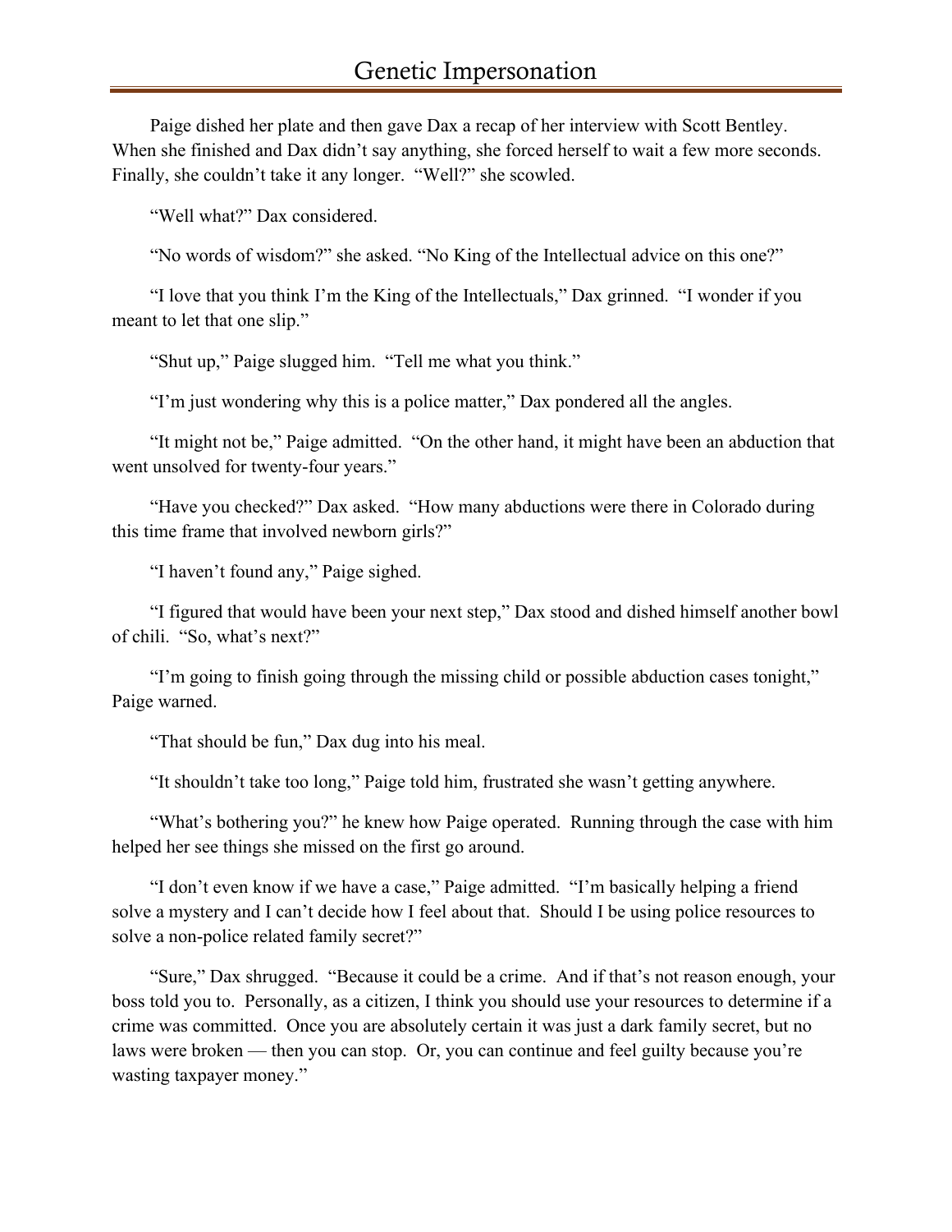Paige dished her plate and then gave Dax a recap of her interview with Scott Bentley. When she finished and Dax didn't say anything, she forced herself to wait a few more seconds. Finally, she couldn't take it any longer. "Well?" she scowled.

"Well what?" Dax considered.

"No words of wisdom?" she asked. "No King of the Intellectual advice on this one?"

"I love that you think I'm the King of the Intellectuals," Dax grinned. "I wonder if you meant to let that one slip."

"Shut up," Paige slugged him. "Tell me what you think."

"I'm just wondering why this is a police matter," Dax pondered all the angles.

"It might not be," Paige admitted. "On the other hand, it might have been an abduction that went unsolved for twenty-four years."

"Have you checked?" Dax asked. "How many abductions were there in Colorado during this time frame that involved newborn girls?"

"I haven't found any," Paige sighed.

"I figured that would have been your next step," Dax stood and dished himself another bowl of chili. "So, what's next?"

"I'm going to finish going through the missing child or possible abduction cases tonight," Paige warned.

"That should be fun," Dax dug into his meal.

"It shouldn't take too long," Paige told him, frustrated she wasn't getting anywhere.

"What's bothering you?" he knew how Paige operated. Running through the case with him helped her see things she missed on the first go around.

"I don't even know if we have a case," Paige admitted. "I'm basically helping a friend solve a mystery and I can't decide how I feel about that. Should I be using police resources to solve a non-police related family secret?"

"Sure," Dax shrugged. "Because it could be a crime. And if that's not reason enough, your boss told you to. Personally, as a citizen, I think you should use your resources to determine if a crime was committed. Once you are absolutely certain it was just a dark family secret, but no laws were broken — then you can stop. Or, you can continue and feel guilty because you're wasting taxpayer money."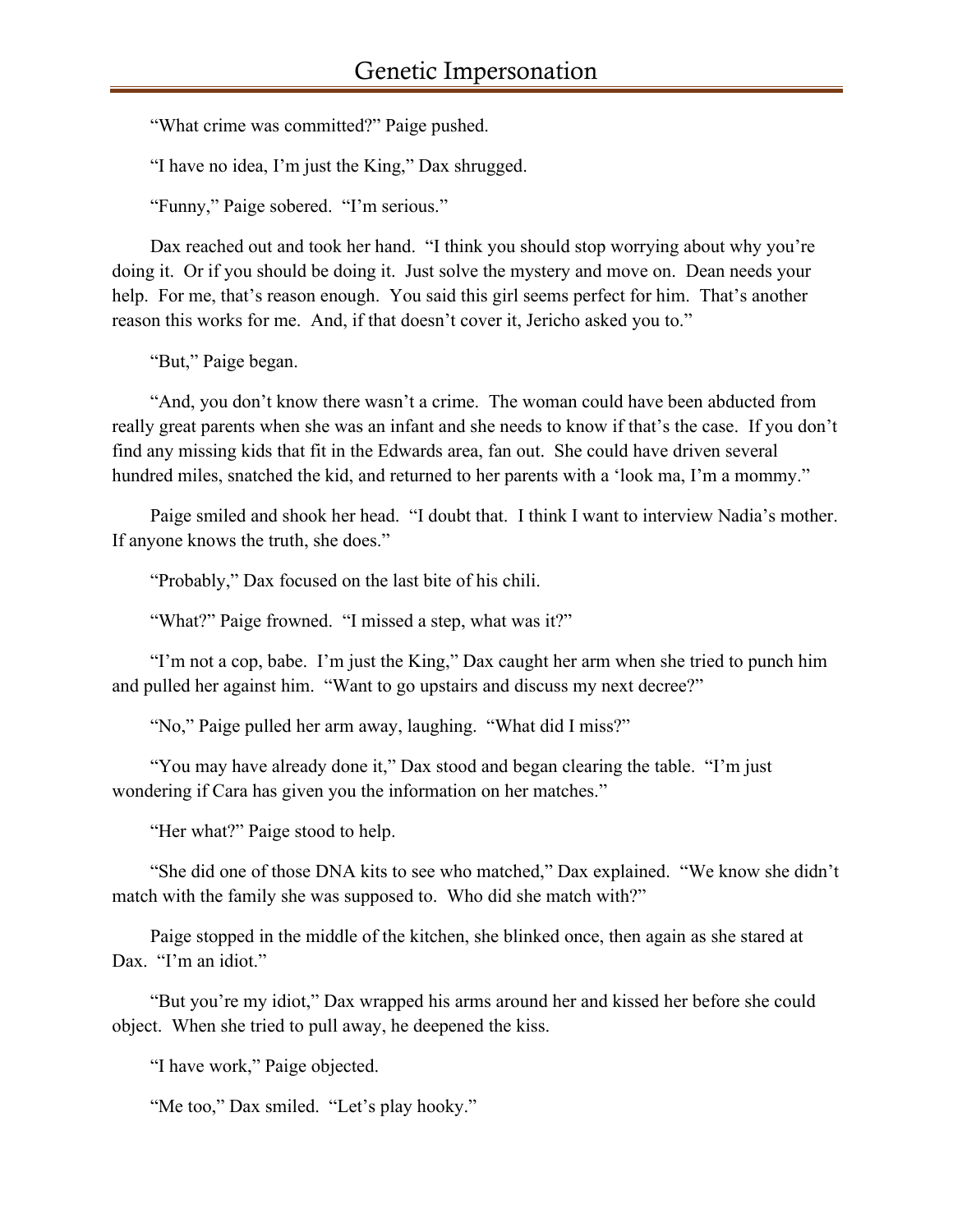"What crime was committed?" Paige pushed.

"I have no idea, I'm just the King," Dax shrugged.

"Funny," Paige sobered. "I'm serious."

Dax reached out and took her hand. "I think you should stop worrying about why you're doing it. Or if you should be doing it. Just solve the mystery and move on. Dean needs your help. For me, that's reason enough. You said this girl seems perfect for him. That's another reason this works for me. And, if that doesn't cover it, Jericho asked you to."

"But," Paige began.

"And, you don't know there wasn't a crime. The woman could have been abducted from really great parents when she was an infant and she needs to know if that's the case. If you don't find any missing kids that fit in the Edwards area, fan out. She could have driven several hundred miles, snatched the kid, and returned to her parents with a 'look ma, I'm a mommy."

Paige smiled and shook her head. "I doubt that. I think I want to interview Nadia's mother. If anyone knows the truth, she does."

"Probably," Dax focused on the last bite of his chili.

"What?" Paige frowned. "I missed a step, what was it?"

"I'm not a cop, babe. I'm just the King," Dax caught her arm when she tried to punch him and pulled her against him. "Want to go upstairs and discuss my next decree?"

"No," Paige pulled her arm away, laughing. "What did I miss?"

"You may have already done it," Dax stood and began clearing the table. "I'm just wondering if Cara has given you the information on her matches."

"Her what?" Paige stood to help.

"She did one of those DNA kits to see who matched," Dax explained. "We know she didn't match with the family she was supposed to. Who did she match with?"

Paige stopped in the middle of the kitchen, she blinked once, then again as she stared at Dax. "I'm an idiot."

"But you're my idiot," Dax wrapped his arms around her and kissed her before she could object. When she tried to pull away, he deepened the kiss.

"I have work," Paige objected.

"Me too," Dax smiled. "Let's play hooky."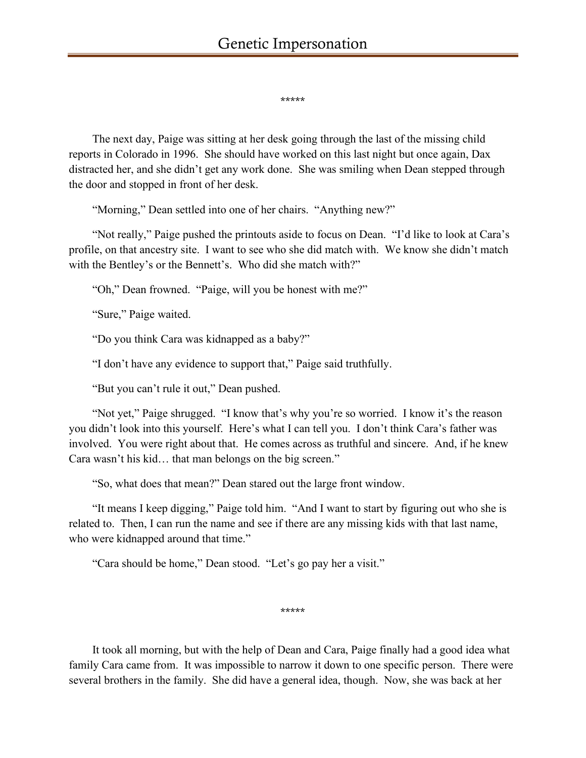\*\*\*\*\*

The next day, Paige was sitting at her desk going through the last of the missing child reports in Colorado in 1996. She should have worked on this last night but once again, Dax distracted her, and she didn't get any work done. She was smiling when Dean stepped through the door and stopped in front of her desk.

"Morning," Dean settled into one of her chairs. "Anything new?"

"Not really," Paige pushed the printouts aside to focus on Dean. "I'd like to look at Cara's profile, on that ancestry site. I want to see who she did match with. We know she didn't match with the Bentley's or the Bennett's. Who did she match with?"

"Oh," Dean frowned. "Paige, will you be honest with me?"

"Sure," Paige waited.

"Do you think Cara was kidnapped as a baby?"

"I don't have any evidence to support that," Paige said truthfully.

"But you can't rule it out," Dean pushed.

"Not yet," Paige shrugged. "I know that's why you're so worried. I know it's the reason you didn't look into this yourself. Here's what I can tell you. I don't think Cara's father was involved. You were right about that. He comes across as truthful and sincere. And, if he knew Cara wasn't his kid… that man belongs on the big screen."

"So, what does that mean?" Dean stared out the large front window.

"It means I keep digging," Paige told him. "And I want to start by figuring out who she is related to. Then, I can run the name and see if there are any missing kids with that last name, who were kidnapped around that time."

"Cara should be home," Dean stood. "Let's go pay her a visit."

\*\*\*\*\*

It took all morning, but with the help of Dean and Cara, Paige finally had a good idea what family Cara came from. It was impossible to narrow it down to one specific person. There were several brothers in the family. She did have a general idea, though. Now, she was back at her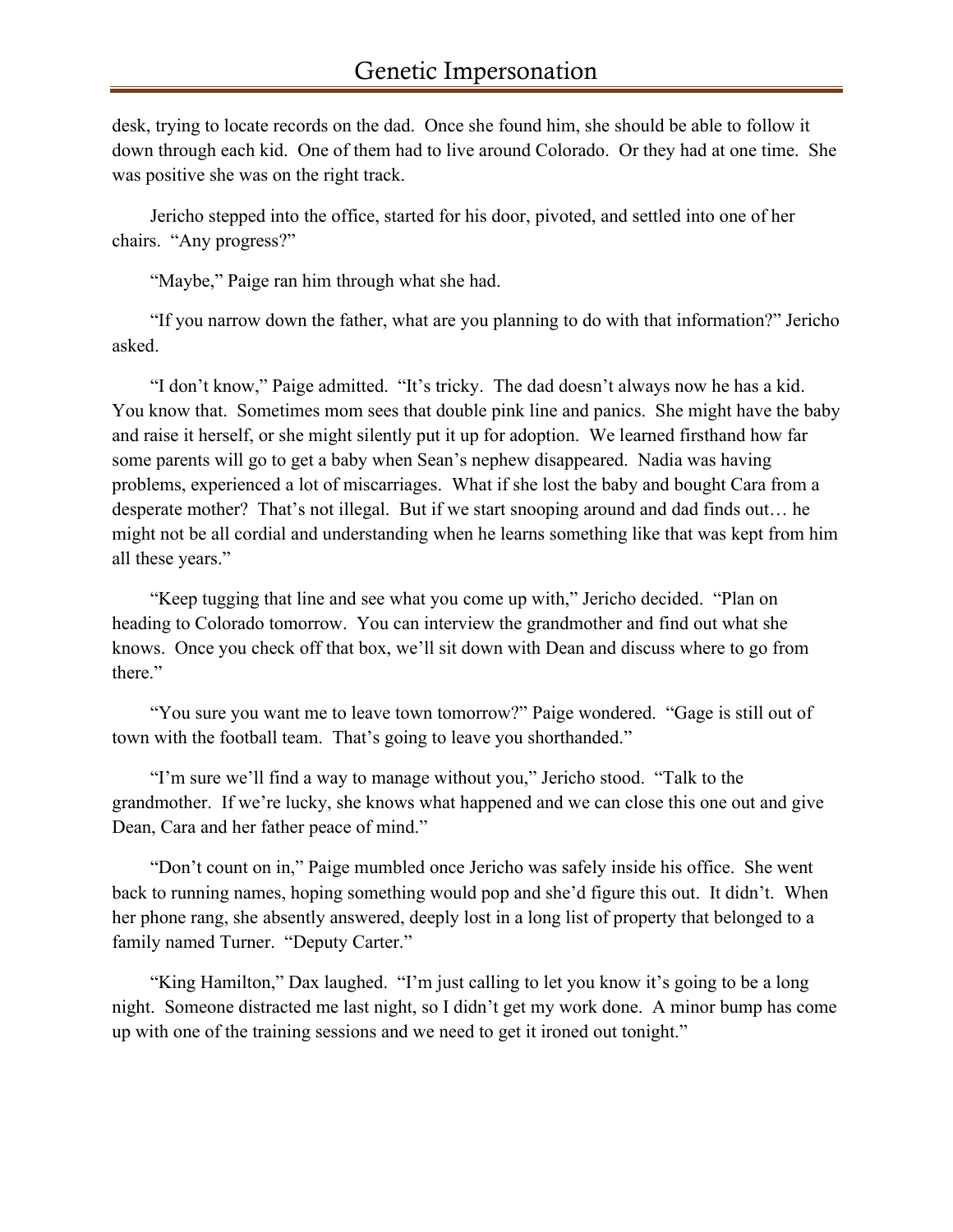desk, trying to locate records on the dad. Once she found him, she should be able to follow it down through each kid. One of them had to live around Colorado. Or they had at one time. She was positive she was on the right track.

Jericho stepped into the office, started for his door, pivoted, and settled into one of her chairs. "Any progress?"

"Maybe," Paige ran him through what she had.

"If you narrow down the father, what are you planning to do with that information?" Jericho asked.

"I don't know," Paige admitted. "It's tricky. The dad doesn't always now he has a kid. You know that. Sometimes mom sees that double pink line and panics. She might have the baby and raise it herself, or she might silently put it up for adoption. We learned firsthand how far some parents will go to get a baby when Sean's nephew disappeared. Nadia was having problems, experienced a lot of miscarriages. What if she lost the baby and bought Cara from a desperate mother? That's not illegal. But if we start snooping around and dad finds out… he might not be all cordial and understanding when he learns something like that was kept from him all these years."

"Keep tugging that line and see what you come up with," Jericho decided. "Plan on heading to Colorado tomorrow. You can interview the grandmother and find out what she knows. Once you check off that box, we'll sit down with Dean and discuss where to go from there."

"You sure you want me to leave town tomorrow?" Paige wondered. "Gage is still out of town with the football team. That's going to leave you shorthanded."

"I'm sure we'll find a way to manage without you," Jericho stood. "Talk to the grandmother. If we're lucky, she knows what happened and we can close this one out and give Dean, Cara and her father peace of mind."

"Don't count on in," Paige mumbled once Jericho was safely inside his office. She went back to running names, hoping something would pop and she'd figure this out. It didn't. When her phone rang, she absently answered, deeply lost in a long list of property that belonged to a family named Turner. "Deputy Carter."

"King Hamilton," Dax laughed. "I'm just calling to let you know it's going to be a long night. Someone distracted me last night, so I didn't get my work done. A minor bump has come up with one of the training sessions and we need to get it ironed out tonight."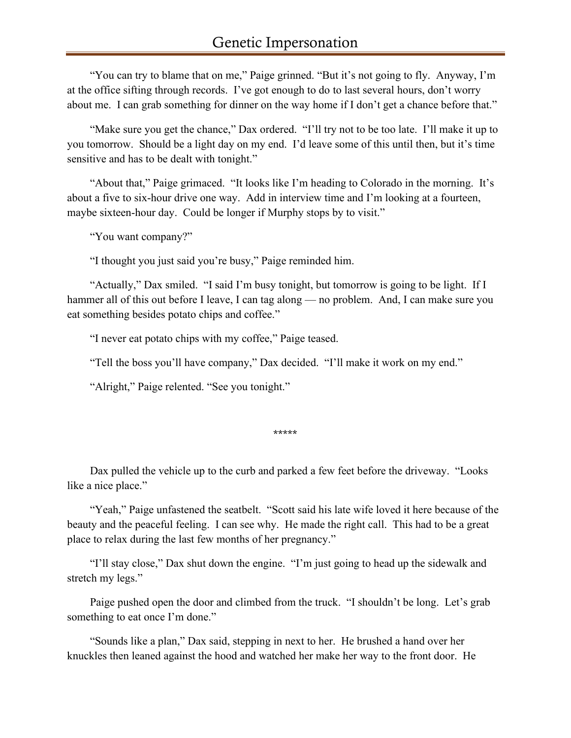"You can try to blame that on me," Paige grinned. "But it's not going to fly. Anyway, I'm at the office sifting through records. I've got enough to do to last several hours, don't worry about me. I can grab something for dinner on the way home if I don't get a chance before that."

"Make sure you get the chance," Dax ordered. "I'll try not to be too late. I'll make it up to you tomorrow. Should be a light day on my end. I'd leave some of this until then, but it's time sensitive and has to be dealt with tonight."

"About that," Paige grimaced. "It looks like I'm heading to Colorado in the morning. It's about a five to six-hour drive one way. Add in interview time and I'm looking at a fourteen, maybe sixteen-hour day. Could be longer if Murphy stops by to visit."

"You want company?"

"I thought you just said you're busy," Paige reminded him.

"Actually," Dax smiled. "I said I'm busy tonight, but tomorrow is going to be light. If I hammer all of this out before I leave, I can tag along — no problem. And, I can make sure you eat something besides potato chips and coffee."

"I never eat potato chips with my coffee," Paige teased.

"Tell the boss you'll have company," Dax decided. "I'll make it work on my end."

"Alright," Paige relented. "See you tonight."

*****

Dax pulled the vehicle up to the curb and parked a few feet before the driveway. "Looks like a nice place."

"Yeah," Paige unfastened the seatbelt. "Scott said his late wife loved it here because of the beauty and the peaceful feeling. I can see why. He made the right call. This had to be a great place to relax during the last few months of her pregnancy."

"I'll stay close," Dax shut down the engine. "I'm just going to head up the sidewalk and stretch my legs."

Paige pushed open the door and climbed from the truck. "I shouldn't be long. Let's grab something to eat once I'm done."

"Sounds like a plan," Dax said, stepping in next to her. He brushed a hand over her knuckles then leaned against the hood and watched her make her way to the front door. He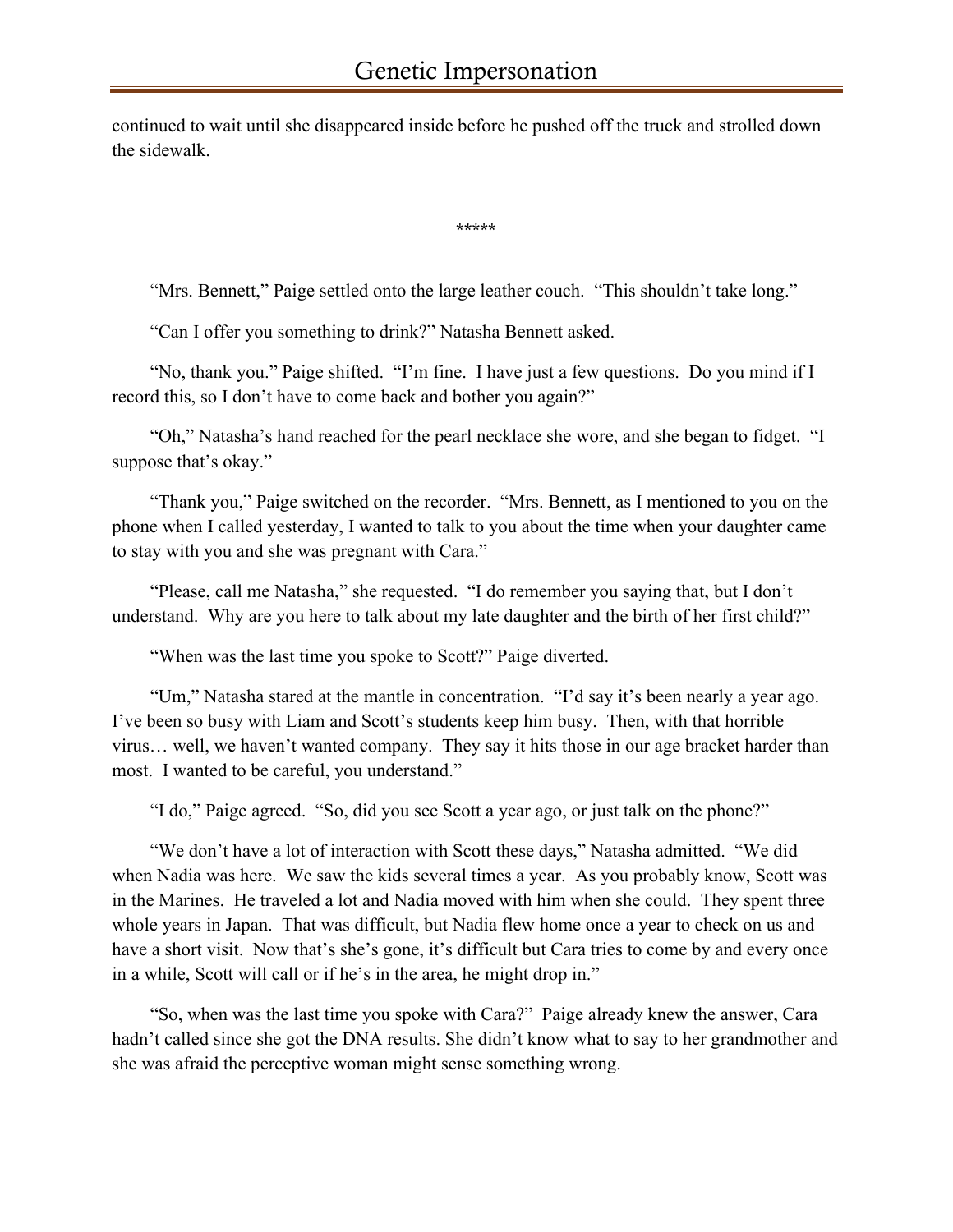continued to wait until she disappeared inside before he pushed off the truck and strolled down the sidewalk.

*****

"Mrs. Bennett," Paige settled onto the large leather couch. "This shouldn't take long."

"Can I offer you something to drink?" Natasha Bennett asked.

"No, thank you." Paige shifted. "I'm fine. I have just a few questions. Do you mind if I record this, so I don't have to come back and bother you again?"

"Oh," Natasha's hand reached for the pearl necklace she wore, and she began to fidget. "I suppose that's okay."

"Thank you," Paige switched on the recorder. "Mrs. Bennett, as I mentioned to you on the phone when I called yesterday, I wanted to talk to you about the time when your daughter came to stay with you and she was pregnant with Cara."

"Please, call me Natasha," she requested. "I do remember you saying that, but I don't understand. Why are you here to talk about my late daughter and the birth of her first child?"

"When was the last time you spoke to Scott?" Paige diverted.

"Um," Natasha stared at the mantle in concentration. "I'd say it's been nearly a year ago. I've been so busy with Liam and Scott's students keep him busy. Then, with that horrible virus… well, we haven't wanted company. They say it hits those in our age bracket harder than most. I wanted to be careful, you understand."

"I do," Paige agreed. "So, did you see Scott a year ago, or just talk on the phone?"

"We don't have a lot of interaction with Scott these days," Natasha admitted. "We did when Nadia was here. We saw the kids several times a year. As you probably know, Scott was in the Marines. He traveled a lot and Nadia moved with him when she could. They spent three whole years in Japan. That was difficult, but Nadia flew home once a year to check on us and have a short visit. Now that's she's gone, it's difficult but Cara tries to come by and every once in a while, Scott will call or if he's in the area, he might drop in."

"So, when was the last time you spoke with Cara?" Paige already knew the answer, Cara hadn't called since she got the DNA results. She didn't know what to say to her grandmother and she was afraid the perceptive woman might sense something wrong.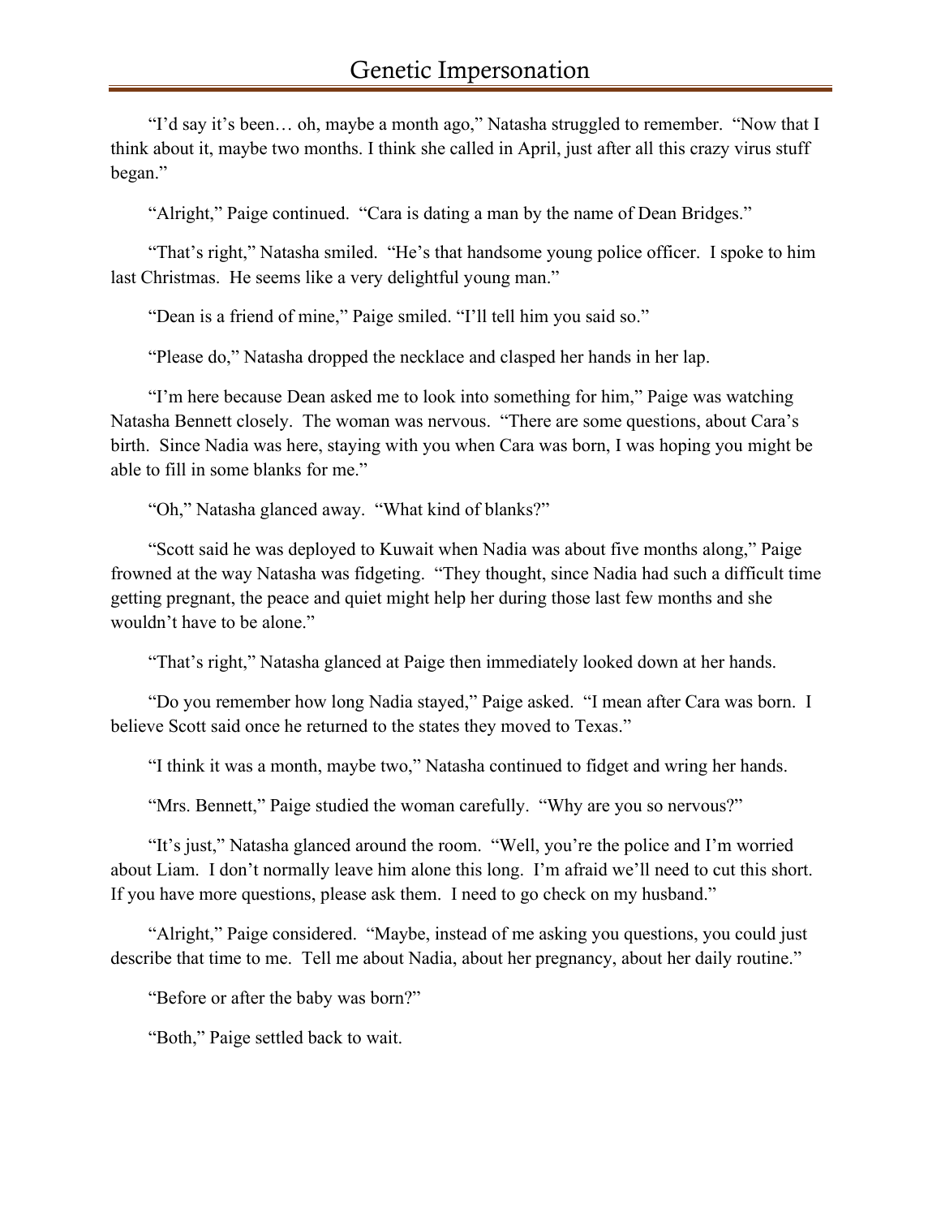"I'd say it's been… oh, maybe a month ago," Natasha struggled to remember. "Now that I think about it, maybe two months. I think she called in April, just after all this crazy virus stuff began."

"Alright," Paige continued. "Cara is dating a man by the name of Dean Bridges."

"That's right," Natasha smiled. "He's that handsome young police officer. I spoke to him last Christmas. He seems like a very delightful young man."

"Dean is a friend of mine," Paige smiled. "I'll tell him you said so."

"Please do," Natasha dropped the necklace and clasped her hands in her lap.

"I'm here because Dean asked me to look into something for him," Paige was watching Natasha Bennett closely. The woman was nervous. "There are some questions, about Cara's birth. Since Nadia was here, staying with you when Cara was born, I was hoping you might be able to fill in some blanks for me."

"Oh," Natasha glanced away. "What kind of blanks?"

"Scott said he was deployed to Kuwait when Nadia was about five months along," Paige frowned at the way Natasha was fidgeting. "They thought, since Nadia had such a difficult time getting pregnant, the peace and quiet might help her during those last few months and she wouldn't have to be alone."

"That's right," Natasha glanced at Paige then immediately looked down at her hands.

"Do you remember how long Nadia stayed," Paige asked. "I mean after Cara was born. I believe Scott said once he returned to the states they moved to Texas."

"I think it was a month, maybe two," Natasha continued to fidget and wring her hands.

"Mrs. Bennett," Paige studied the woman carefully. "Why are you so nervous?"

"It's just," Natasha glanced around the room. "Well, you're the police and I'm worried about Liam. I don't normally leave him alone this long. I'm afraid we'll need to cut this short. If you have more questions, please ask them. I need to go check on my husband."

"Alright," Paige considered. "Maybe, instead of me asking you questions, you could just describe that time to me. Tell me about Nadia, about her pregnancy, about her daily routine."

"Before or after the baby was born?"

"Both," Paige settled back to wait.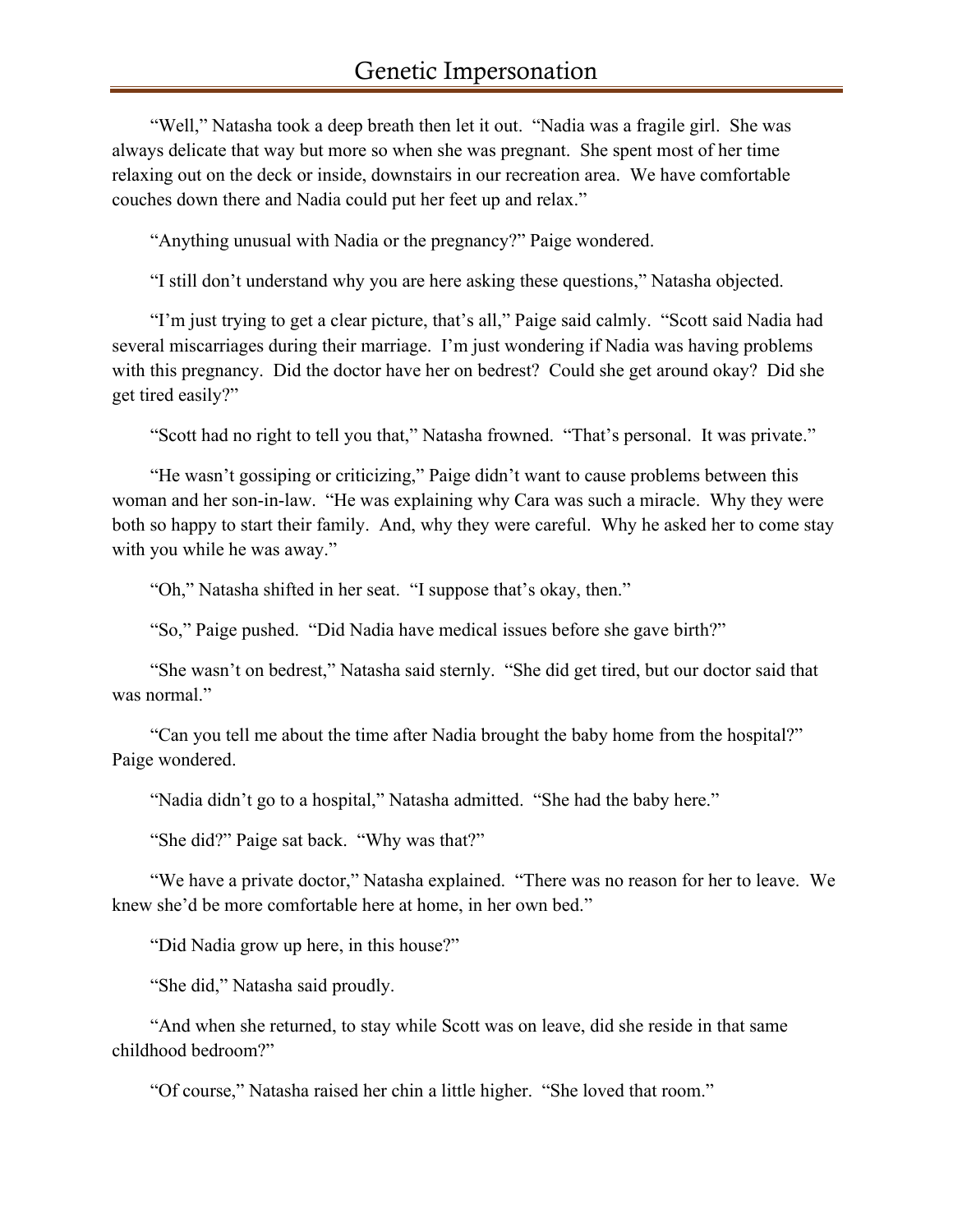"Well," Natasha took a deep breath then let it out. "Nadia was a fragile girl. She was always delicate that way but more so when she was pregnant. She spent most of her time relaxing out on the deck or inside, downstairs in our recreation area. We have comfortable couches down there and Nadia could put her feet up and relax."

"Anything unusual with Nadia or the pregnancy?" Paige wondered.

"I still don't understand why you are here asking these questions," Natasha objected.

"I'm just trying to get a clear picture, that's all," Paige said calmly. "Scott said Nadia had several miscarriages during their marriage. I'm just wondering if Nadia was having problems with this pregnancy. Did the doctor have her on bedrest? Could she get around okay? Did she get tired easily?"

"Scott had no right to tell you that," Natasha frowned. "That's personal. It was private."

"He wasn't gossiping or criticizing," Paige didn't want to cause problems between this woman and her son-in-law. "He was explaining why Cara was such a miracle. Why they were both so happy to start their family. And, why they were careful. Why he asked her to come stay with you while he was away."

"Oh," Natasha shifted in her seat. "I suppose that's okay, then."

"So," Paige pushed. "Did Nadia have medical issues before she gave birth?"

"She wasn't on bedrest," Natasha said sternly. "She did get tired, but our doctor said that was normal."

"Can you tell me about the time after Nadia brought the baby home from the hospital?" Paige wondered.

"Nadia didn't go to a hospital," Natasha admitted. "She had the baby here."

"She did?" Paige sat back. "Why was that?"

"We have a private doctor," Natasha explained. "There was no reason for her to leave. We knew she'd be more comfortable here at home, in her own bed."

"Did Nadia grow up here, in this house?"

"She did," Natasha said proudly.

"And when she returned, to stay while Scott was on leave, did she reside in that same childhood bedroom?"

"Of course," Natasha raised her chin a little higher. "She loved that room."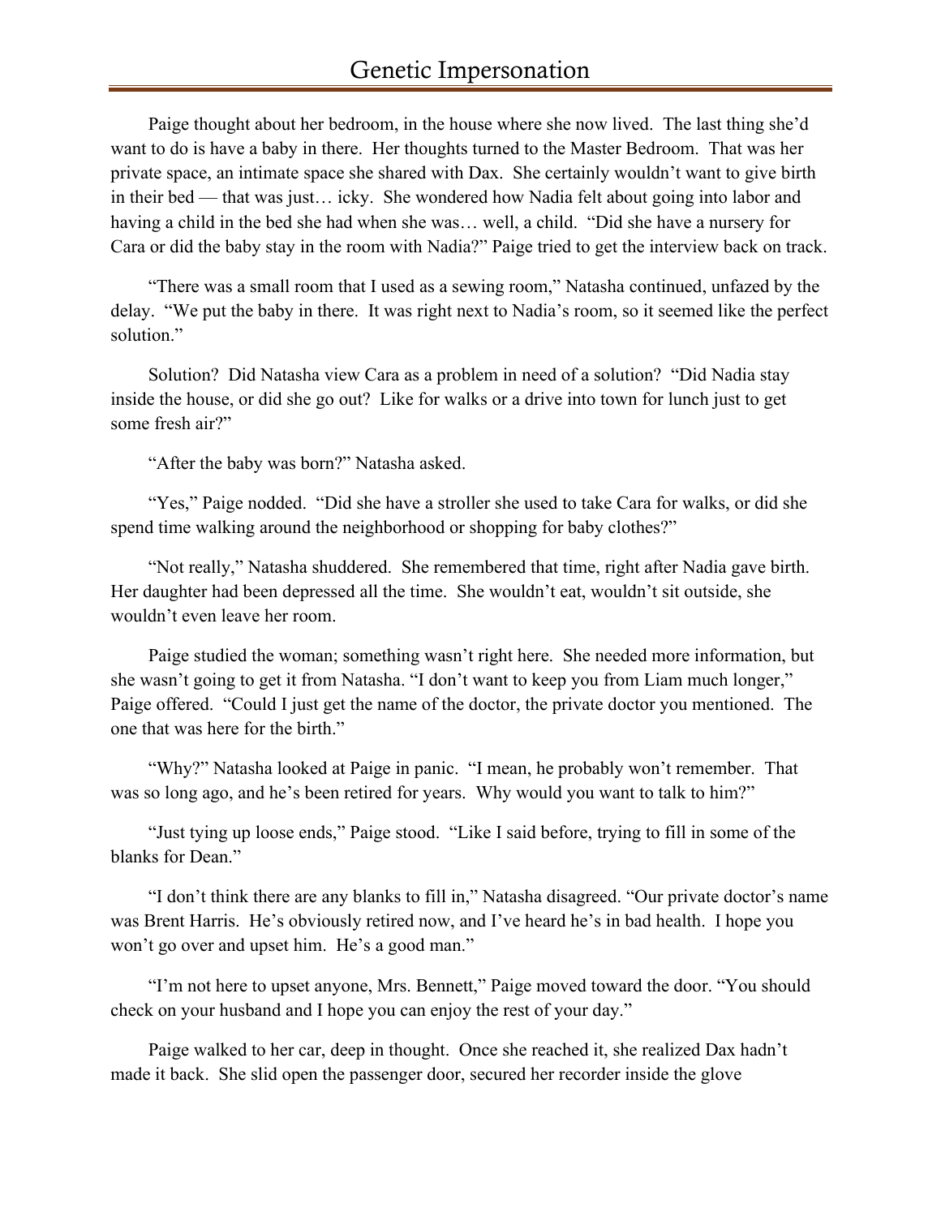Paige thought about her bedroom, in the house where she now lived. The last thing she'd want to do is have a baby in there. Her thoughts turned to the Master Bedroom. That was her private space, an intimate space she shared with Dax. She certainly wouldn't want to give birth in their bed — that was just… icky. She wondered how Nadia felt about going into labor and having a child in the bed she had when she was… well, a child. "Did she have a nursery for Cara or did the baby stay in the room with Nadia?" Paige tried to get the interview back on track.

"There was a small room that I used as a sewing room," Natasha continued, unfazed by the delay. "We put the baby in there. It was right next to Nadia's room, so it seemed like the perfect solution."

Solution? Did Natasha view Cara as a problem in need of a solution? "Did Nadia stay inside the house, or did she go out? Like for walks or a drive into town for lunch just to get some fresh air?"

"After the baby was born?" Natasha asked.

"Yes," Paige nodded. "Did she have a stroller she used to take Cara for walks, or did she spend time walking around the neighborhood or shopping for baby clothes?"

"Not really," Natasha shuddered. She remembered that time, right after Nadia gave birth. Her daughter had been depressed all the time. She wouldn't eat, wouldn't sit outside, she wouldn't even leave her room.

Paige studied the woman; something wasn't right here. She needed more information, but she wasn't going to get it from Natasha. "I don't want to keep you from Liam much longer," Paige offered. "Could I just get the name of the doctor, the private doctor you mentioned. The one that was here for the birth."

"Why?" Natasha looked at Paige in panic. "I mean, he probably won't remember. That was so long ago, and he's been retired for years. Why would you want to talk to him?"

"Just tying up loose ends," Paige stood. "Like I said before, trying to fill in some of the blanks for Dean."

"I don't think there are any blanks to fill in," Natasha disagreed. "Our private doctor's name was Brent Harris. He's obviously retired now, and I've heard he's in bad health. I hope you won't go over and upset him. He's a good man."

"I'm not here to upset anyone, Mrs. Bennett," Paige moved toward the door. "You should check on your husband and I hope you can enjoy the rest of your day."

Paige walked to her car, deep in thought. Once she reached it, she realized Dax hadn't made it back. She slid open the passenger door, secured her recorder inside the glove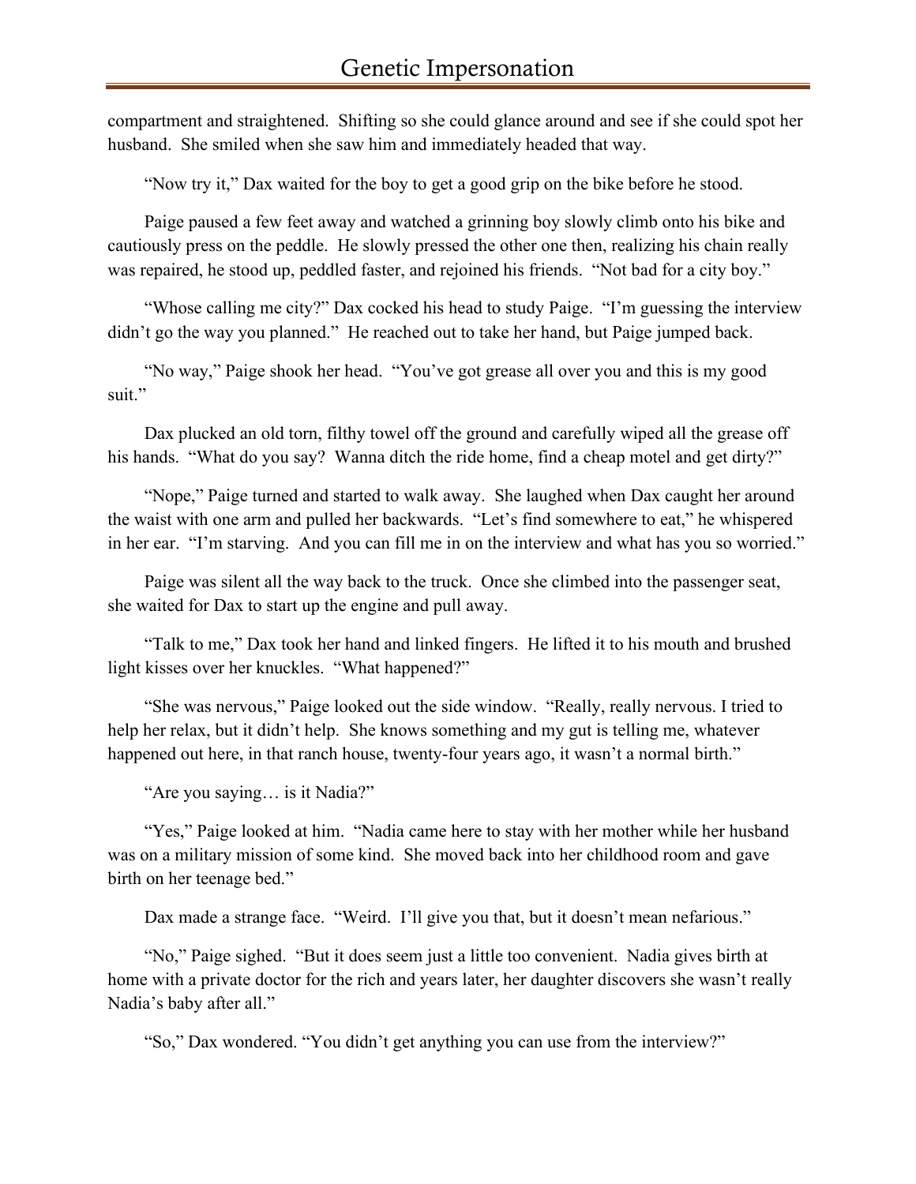compartment and straightened. Shifting so she could glance around and see if she could spot her husband. She smiled when she saw him and immediately headed that way.

"Now try it," Dax waited for the boy to get a good grip on the bike before he stood.

Paige paused a few feet away and watched a grinning boy slowly climb onto his bike and cautiously press on the peddle. He slowly pressed the other one then, realizing his chain really was repaired, he stood up, peddled faster, and rejoined his friends. "Not bad for a city boy."

"Whose calling me city?" Dax cocked his head to study Paige. "I'm guessing the interview didn't go the way you planned." He reached out to take her hand, but Paige jumped back.

"No way," Paige shook her head. "You've got grease all over you and this is my good suit."

Dax plucked an old torn, filthy towel off the ground and carefully wiped all the grease off his hands. "What do you say? Wanna ditch the ride home, find a cheap motel and get dirty?"

"Nope," Paige turned and started to walk away. She laughed when Dax caught her around the waist with one arm and pulled her backwards. "Let's find somewhere to eat," he whispered in her ear. "I'm starving. And you can fill me in on the interview and what has you so worried."

Paige was silent all the way back to the truck. Once she climbed into the passenger seat, she waited for Dax to start up the engine and pull away.

"Talk to me," Dax took her hand and linked fingers. He lifted it to his mouth and brushed light kisses over her knuckles. "What happened?"

"She was nervous," Paige looked out the side window. "Really, really nervous. I tried to help her relax, but it didn't help. She knows something and my gut is telling me, whatever happened out here, in that ranch house, twenty-four years ago, it wasn't a normal birth."

"Are you saying… is it Nadia?"

"Yes," Paige looked at him. "Nadia came here to stay with her mother while her husband was on a military mission of some kind. She moved back into her childhood room and gave birth on her teenage bed."

Dax made a strange face. "Weird. I'll give you that, but it doesn't mean nefarious."

"No," Paige sighed. "But it does seem just a little too convenient. Nadia gives birth at home with a private doctor for the rich and years later, her daughter discovers she wasn't really Nadia's baby after all."

"So," Dax wondered. "You didn't get anything you can use from the interview?"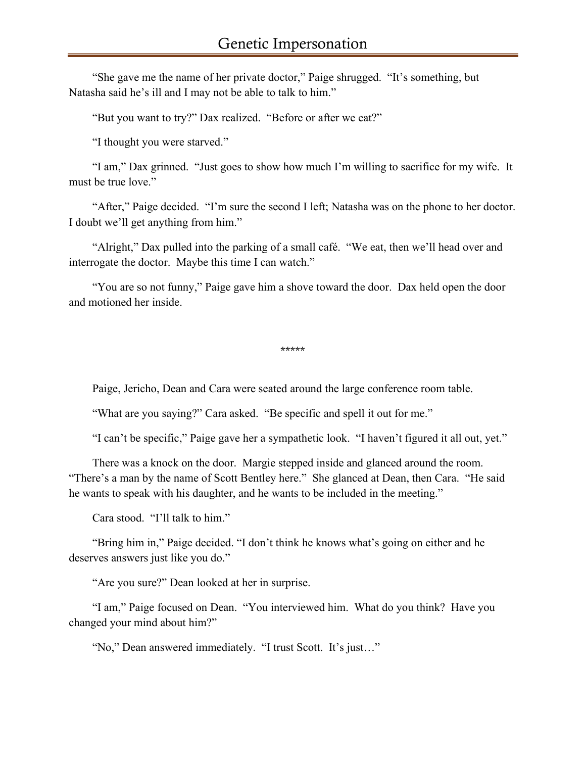"She gave me the name of her private doctor," Paige shrugged. "It's something, but Natasha said he's ill and I may not be able to talk to him."

"But you want to try?" Dax realized. "Before or after we eat?"

"I thought you were starved."

"I am," Dax grinned. "Just goes to show how much I'm willing to sacrifice for my wife. It must be true love."

"After," Paige decided. "I'm sure the second I left; Natasha was on the phone to her doctor. I doubt we'll get anything from him."

"Alright," Dax pulled into the parking of a small café. "We eat, then we'll head over and interrogate the doctor. Maybe this time I can watch."

"You are so not funny," Paige gave him a shove toward the door. Dax held open the door and motioned her inside.

*****

Paige, Jericho, Dean and Cara were seated around the large conference room table.

"What are you saying?" Cara asked. "Be specific and spell it out for me."

"I can't be specific," Paige gave her a sympathetic look. "I haven't figured it all out, yet."

There was a knock on the door. Margie stepped inside and glanced around the room. "There's a man by the name of Scott Bentley here." She glanced at Dean, then Cara. "He said he wants to speak with his daughter, and he wants to be included in the meeting."

Cara stood. "I'll talk to him."

"Bring him in," Paige decided. "I don't think he knows what's going on either and he deserves answers just like you do."

"Are you sure?" Dean looked at her in surprise.

"I am," Paige focused on Dean. "You interviewed him. What do you think? Have you changed your mind about him?"

"No," Dean answered immediately. "I trust Scott. It's just…"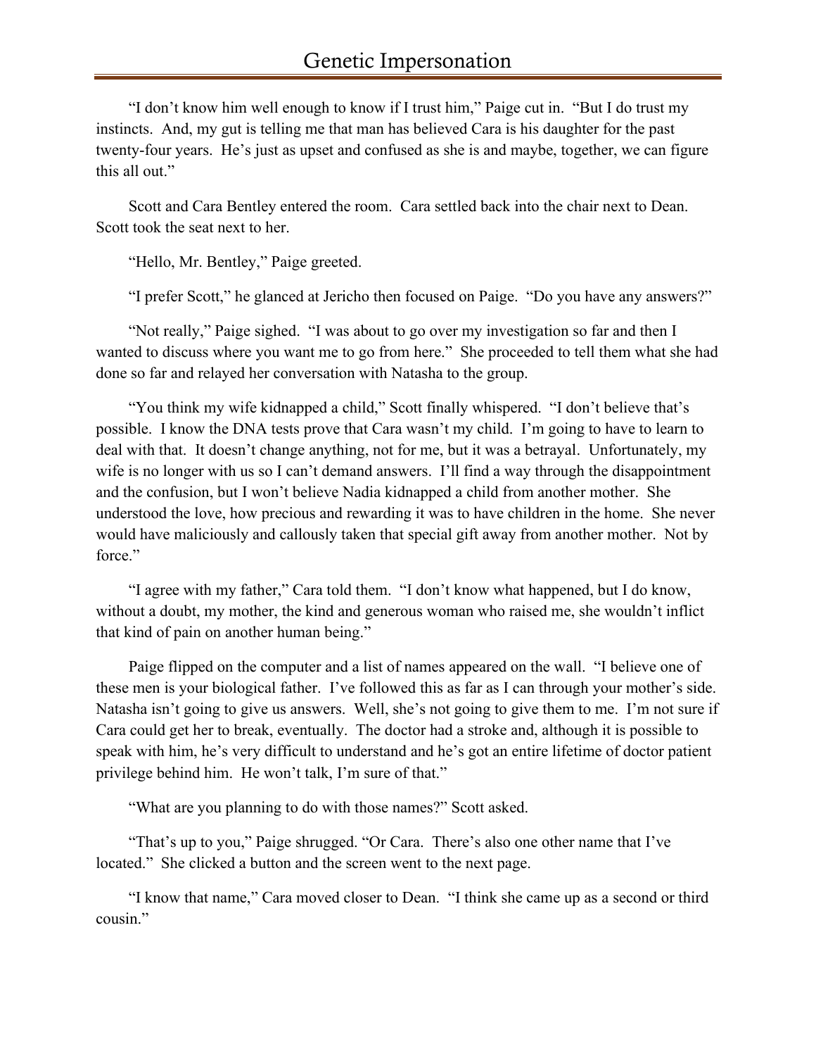"I don't know him well enough to know if I trust him," Paige cut in. "But I do trust my instincts. And, my gut is telling me that man has believed Cara is his daughter for the past twenty-four years. He's just as upset and confused as she is and maybe, together, we can figure this all out."

Scott and Cara Bentley entered the room. Cara settled back into the chair next to Dean. Scott took the seat next to her.

"Hello, Mr. Bentley," Paige greeted.

"I prefer Scott," he glanced at Jericho then focused on Paige. "Do you have any answers?"

"Not really," Paige sighed. "I was about to go over my investigation so far and then I wanted to discuss where you want me to go from here." She proceeded to tell them what she had done so far and relayed her conversation with Natasha to the group.

"You think my wife kidnapped a child," Scott finally whispered. "I don't believe that's possible. I know the DNA tests prove that Cara wasn't my child. I'm going to have to learn to deal with that. It doesn't change anything, not for me, but it was a betrayal. Unfortunately, my wife is no longer with us so I can't demand answers. I'll find a way through the disappointment and the confusion, but I won't believe Nadia kidnapped a child from another mother. She understood the love, how precious and rewarding it was to have children in the home. She never would have maliciously and callously taken that special gift away from another mother. Not by force."

"I agree with my father," Cara told them. "I don't know what happened, but I do know, without a doubt, my mother, the kind and generous woman who raised me, she wouldn't inflict that kind of pain on another human being."

Paige flipped on the computer and a list of names appeared on the wall. "I believe one of these men is your biological father. I've followed this as far as I can through your mother's side. Natasha isn't going to give us answers. Well, she's not going to give them to me. I'm not sure if Cara could get her to break, eventually. The doctor had a stroke and, although it is possible to speak with him, he's very difficult to understand and he's got an entire lifetime of doctor patient privilege behind him. He won't talk, I'm sure of that."

"What are you planning to do with those names?" Scott asked.

"That's up to you," Paige shrugged. "Or Cara. There's also one other name that I've located." She clicked a button and the screen went to the next page.

"I know that name," Cara moved closer to Dean. "I think she came up as a second or third cousin."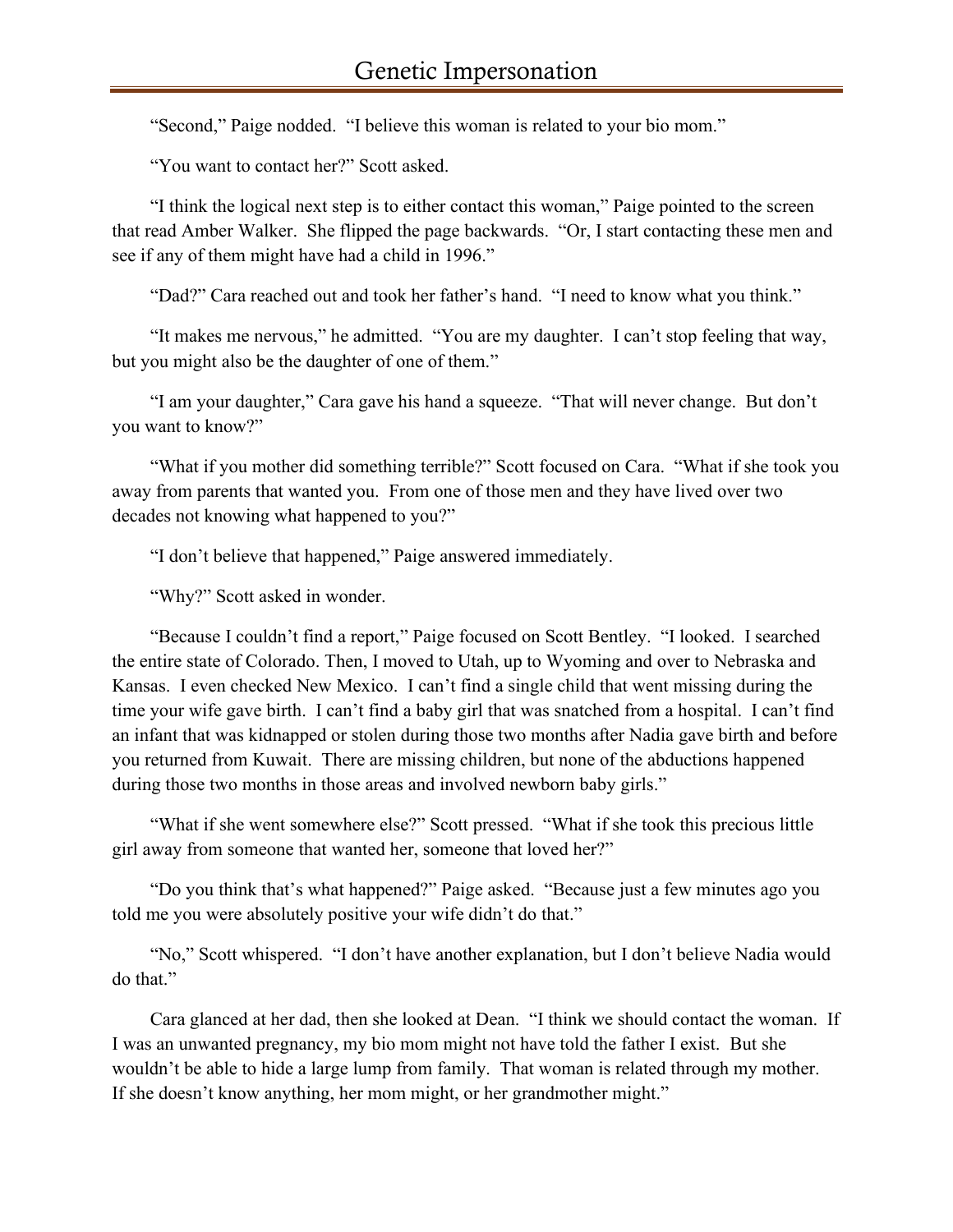"Second," Paige nodded. "I believe this woman is related to your bio mom."

"You want to contact her?" Scott asked.

"I think the logical next step is to either contact this woman," Paige pointed to the screen that read Amber Walker. She flipped the page backwards. "Or, I start contacting these men and see if any of them might have had a child in 1996."

"Dad?" Cara reached out and took her father's hand. "I need to know what you think."

"It makes me nervous," he admitted. "You are my daughter. I can't stop feeling that way, but you might also be the daughter of one of them."

"I am your daughter," Cara gave his hand a squeeze. "That will never change. But don't you want to know?"

"What if you mother did something terrible?" Scott focused on Cara. "What if she took you away from parents that wanted you. From one of those men and they have lived over two decades not knowing what happened to you?"

"I don't believe that happened," Paige answered immediately.

"Why?" Scott asked in wonder.

"Because I couldn't find a report," Paige focused on Scott Bentley. "I looked. I searched the entire state of Colorado. Then, I moved to Utah, up to Wyoming and over to Nebraska and Kansas. I even checked New Mexico. I can't find a single child that went missing during the time your wife gave birth. I can't find a baby girl that was snatched from a hospital. I can't find an infant that was kidnapped or stolen during those two months after Nadia gave birth and before you returned from Kuwait. There are missing children, but none of the abductions happened during those two months in those areas and involved newborn baby girls."

"What if she went somewhere else?" Scott pressed. "What if she took this precious little girl away from someone that wanted her, someone that loved her?"

"Do you think that's what happened?" Paige asked. "Because just a few minutes ago you told me you were absolutely positive your wife didn't do that."

"No," Scott whispered. "I don't have another explanation, but I don't believe Nadia would do that."

Cara glanced at her dad, then she looked at Dean. "I think we should contact the woman. If I was an unwanted pregnancy, my bio mom might not have told the father I exist. But she wouldn't be able to hide a large lump from family. That woman is related through my mother. If she doesn't know anything, her mom might, or her grandmother might."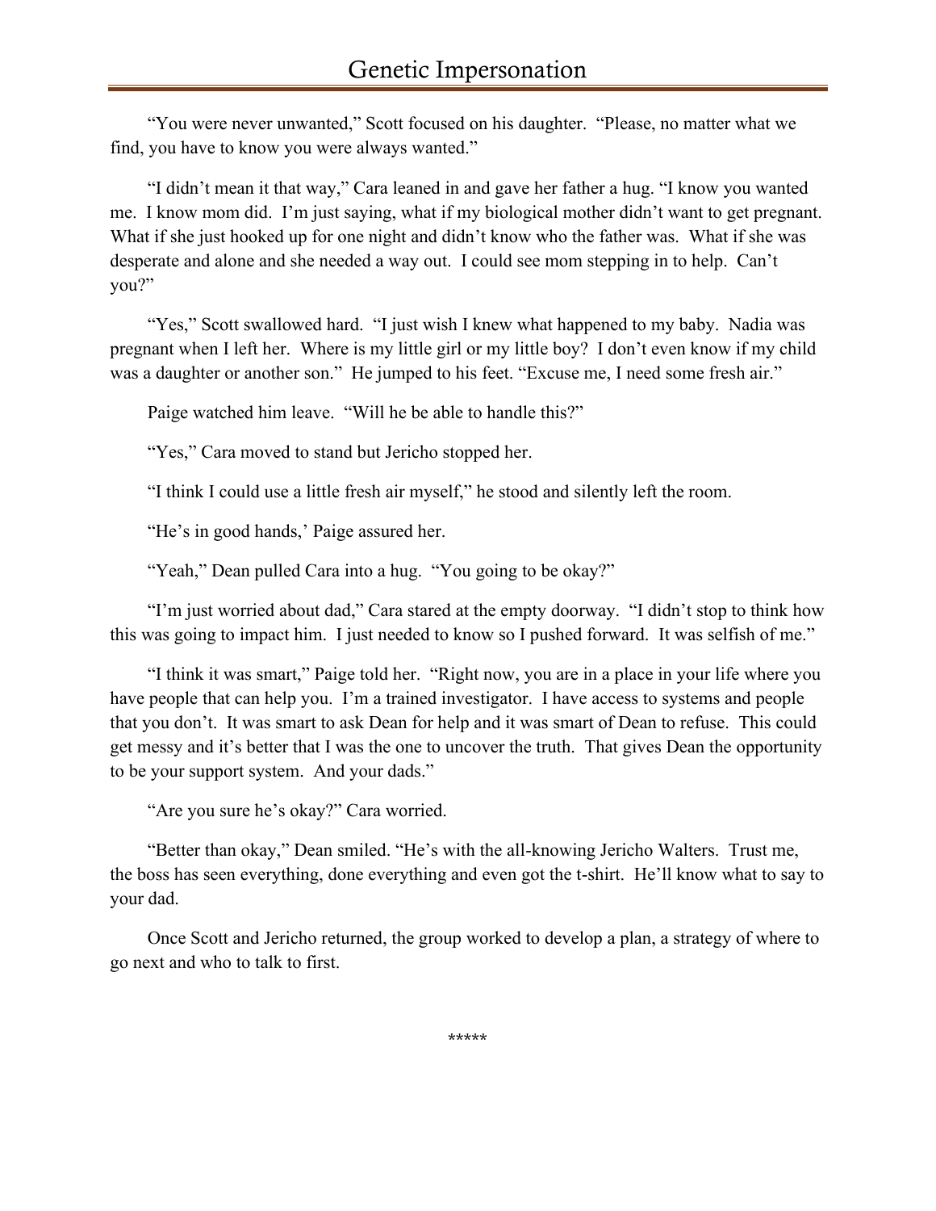"You were never unwanted," Scott focused on his daughter. "Please, no matter what we find, you have to know you were always wanted."

"I didn't mean it that way," Cara leaned in and gave her father a hug. "I know you wanted me. I know mom did. I'm just saying, what if my biological mother didn't want to get pregnant. What if she just hooked up for one night and didn't know who the father was. What if she was desperate and alone and she needed a way out. I could see mom stepping in to help. Can't you?"

"Yes," Scott swallowed hard. "I just wish I knew what happened to my baby. Nadia was pregnant when I left her. Where is my little girl or my little boy? I don't even know if my child was a daughter or another son." He jumped to his feet. "Excuse me, I need some fresh air."

Paige watched him leave. "Will he be able to handle this?"

"Yes," Cara moved to stand but Jericho stopped her.

"I think I could use a little fresh air myself," he stood and silently left the room.

"He's in good hands,' Paige assured her.

"Yeah," Dean pulled Cara into a hug. "You going to be okay?"

"I'm just worried about dad," Cara stared at the empty doorway. "I didn't stop to think how this was going to impact him. I just needed to know so I pushed forward. It was selfish of me."

"I think it was smart," Paige told her. "Right now, you are in a place in your life where you have people that can help you. I'm a trained investigator. I have access to systems and people that you don't. It was smart to ask Dean for help and it was smart of Dean to refuse. This could get messy and it's better that I was the one to uncover the truth. That gives Dean the opportunity to be your support system. And your dads."

"Are you sure he's okay?" Cara worried.

"Better than okay," Dean smiled. "He's with the all-knowing Jericho Walters. Trust me, the boss has seen everything, done everything and even got the t-shirt. He'll know what to say to your dad.

Once Scott and Jericho returned, the group worked to develop a plan, a strategy of where to go next and who to talk to first.

*****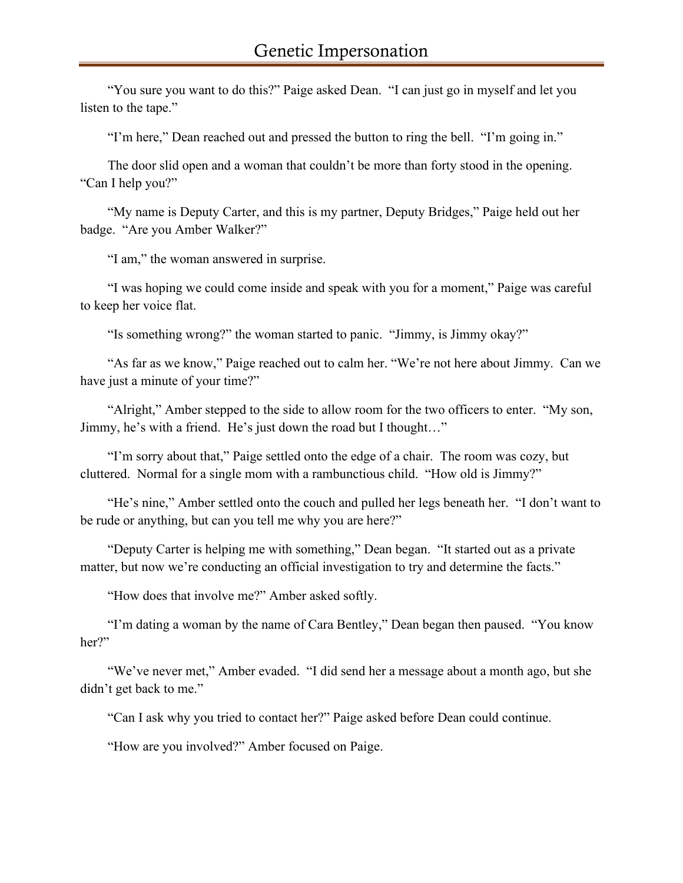"You sure you want to do this?" Paige asked Dean. "I can just go in myself and let you listen to the tape."

"I'm here," Dean reached out and pressed the button to ring the bell. "I'm going in."

The door slid open and a woman that couldn't be more than forty stood in the opening. "Can I help you?"

"My name is Deputy Carter, and this is my partner, Deputy Bridges," Paige held out her badge. "Are you Amber Walker?"

"I am," the woman answered in surprise.

"I was hoping we could come inside and speak with you for a moment," Paige was careful to keep her voice flat.

"Is something wrong?" the woman started to panic. "Jimmy, is Jimmy okay?"

"As far as we know," Paige reached out to calm her. "We're not here about Jimmy. Can we have just a minute of your time?"

"Alright," Amber stepped to the side to allow room for the two officers to enter. "My son, Jimmy, he's with a friend. He's just down the road but I thought…"

"I'm sorry about that," Paige settled onto the edge of a chair. The room was cozy, but cluttered. Normal for a single mom with a rambunctious child. "How old is Jimmy?"

"He's nine," Amber settled onto the couch and pulled her legs beneath her. "I don't want to be rude or anything, but can you tell me why you are here?"

"Deputy Carter is helping me with something," Dean began. "It started out as a private matter, but now we're conducting an official investigation to try and determine the facts."

"How does that involve me?" Amber asked softly.

"I'm dating a woman by the name of Cara Bentley," Dean began then paused. "You know her?"

"We've never met," Amber evaded. "I did send her a message about a month ago, but she didn't get back to me."

"Can I ask why you tried to contact her?" Paige asked before Dean could continue.

"How are you involved?" Amber focused on Paige.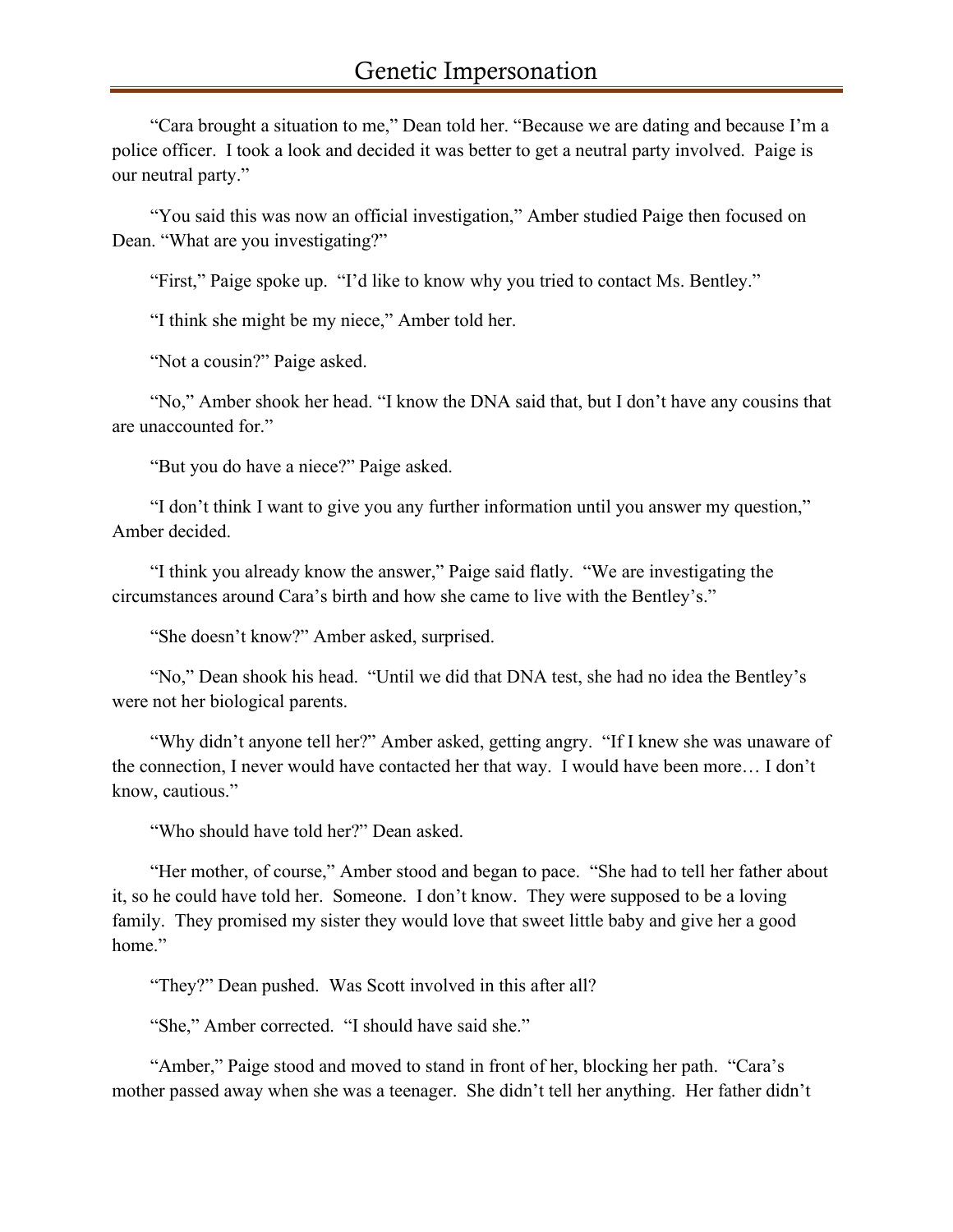"Cara brought a situation to me," Dean told her. "Because we are dating and because I'm a police officer. I took a look and decided it was better to get a neutral party involved. Paige is our neutral party."

"You said this was now an official investigation," Amber studied Paige then focused on Dean. "What are you investigating?"

"First," Paige spoke up. "I'd like to know why you tried to contact Ms. Bentley."

"I think she might be my niece," Amber told her.

"Not a cousin?" Paige asked.

"No," Amber shook her head. "I know the DNA said that, but I don't have any cousins that are unaccounted for."

"But you do have a niece?" Paige asked.

"I don't think I want to give you any further information until you answer my question," Amber decided.

"I think you already know the answer," Paige said flatly. "We are investigating the circumstances around Cara's birth and how she came to live with the Bentley's."

"She doesn't know?" Amber asked, surprised.

"No," Dean shook his head. "Until we did that DNA test, she had no idea the Bentley's were not her biological parents.

"Why didn't anyone tell her?" Amber asked, getting angry. "If I knew she was unaware of the connection, I never would have contacted her that way. I would have been more… I don't know, cautious."

"Who should have told her?" Dean asked.

"Her mother, of course," Amber stood and began to pace. "She had to tell her father about it, so he could have told her. Someone. I don't know. They were supposed to be a loving family. They promised my sister they would love that sweet little baby and give her a good home."

"They?" Dean pushed. Was Scott involved in this after all?

"She," Amber corrected. "I should have said she."

"Amber," Paige stood and moved to stand in front of her, blocking her path. "Cara's mother passed away when she was a teenager. She didn't tell her anything. Her father didn't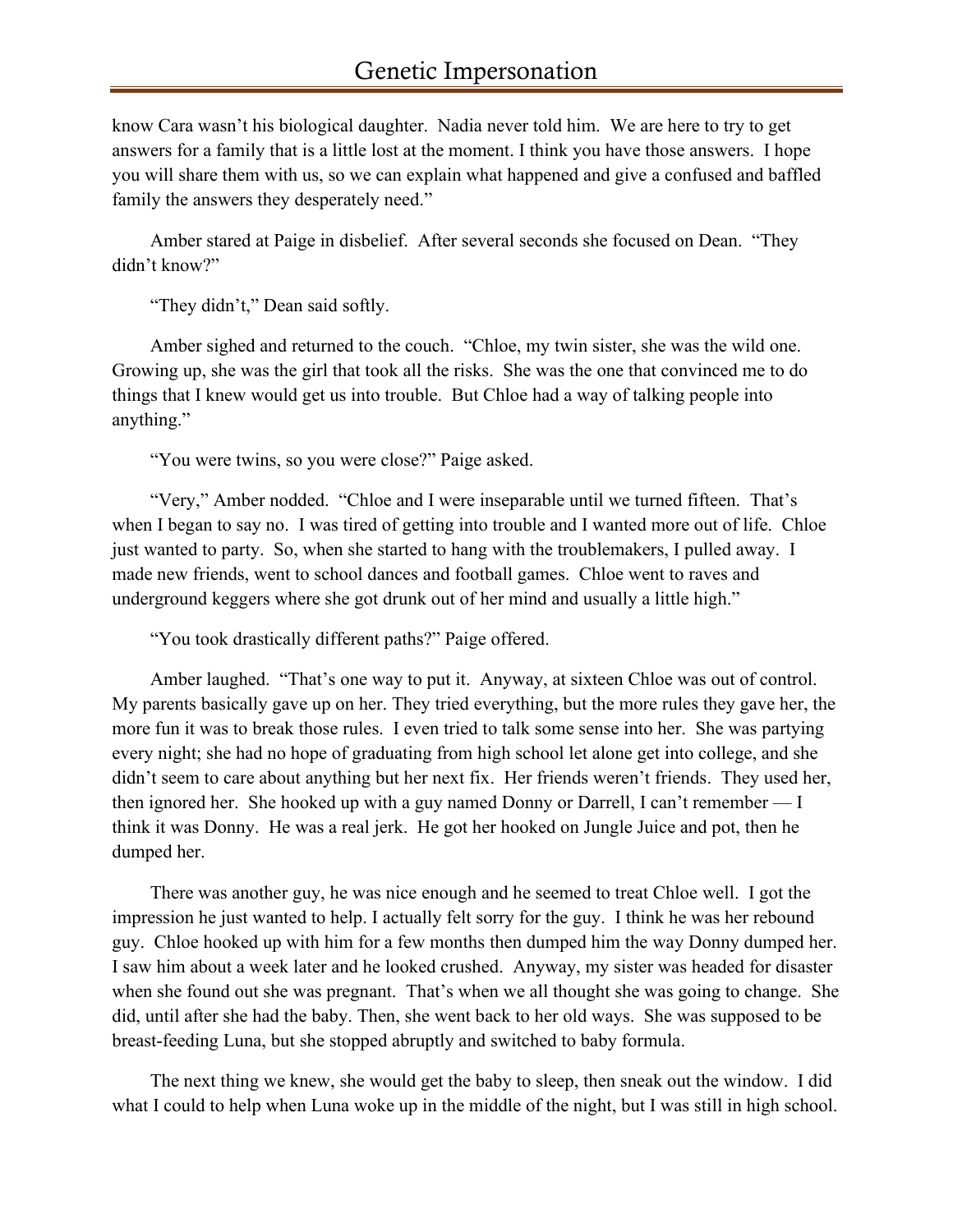know Cara wasn't his biological daughter. Nadia never told him. We are here to try to get answers for a family that is a little lost at the moment. I think you have those answers. I hope you will share them with us, so we can explain what happened and give a confused and baffled family the answers they desperately need."

Amber stared at Paige in disbelief. After several seconds she focused on Dean. "They didn't know?"

"They didn't," Dean said softly.

Amber sighed and returned to the couch. "Chloe, my twin sister, she was the wild one. Growing up, she was the girl that took all the risks. She was the one that convinced me to do things that I knew would get us into trouble. But Chloe had a way of talking people into anything."

"You were twins, so you were close?" Paige asked.

"Very," Amber nodded. "Chloe and I were inseparable until we turned fifteen. That's when I began to say no. I was tired of getting into trouble and I wanted more out of life. Chloe just wanted to party. So, when she started to hang with the troublemakers, I pulled away. I made new friends, went to school dances and football games. Chloe went to raves and underground keggers where she got drunk out of her mind and usually a little high."

"You took drastically different paths?" Paige offered.

Amber laughed. "That's one way to put it. Anyway, at sixteen Chloe was out of control. My parents basically gave up on her. They tried everything, but the more rules they gave her, the more fun it was to break those rules. I even tried to talk some sense into her. She was partying every night; she had no hope of graduating from high school let alone get into college, and she didn't seem to care about anything but her next fix. Her friends weren't friends. They used her, then ignored her. She hooked up with a guy named Donny or Darrell, I can't remember — I think it was Donny. He was a real jerk. He got her hooked on Jungle Juice and pot, then he dumped her.

There was another guy, he was nice enough and he seemed to treat Chloe well. I got the impression he just wanted to help. I actually felt sorry for the guy. I think he was her rebound guy. Chloe hooked up with him for a few months then dumped him the way Donny dumped her. I saw him about a week later and he looked crushed. Anyway, my sister was headed for disaster when she found out she was pregnant. That's when we all thought she was going to change. She did, until after she had the baby. Then, she went back to her old ways. She was supposed to be breast-feeding Luna, but she stopped abruptly and switched to baby formula.

The next thing we knew, she would get the baby to sleep, then sneak out the window. I did what I could to help when Luna woke up in the middle of the night, but I was still in high school.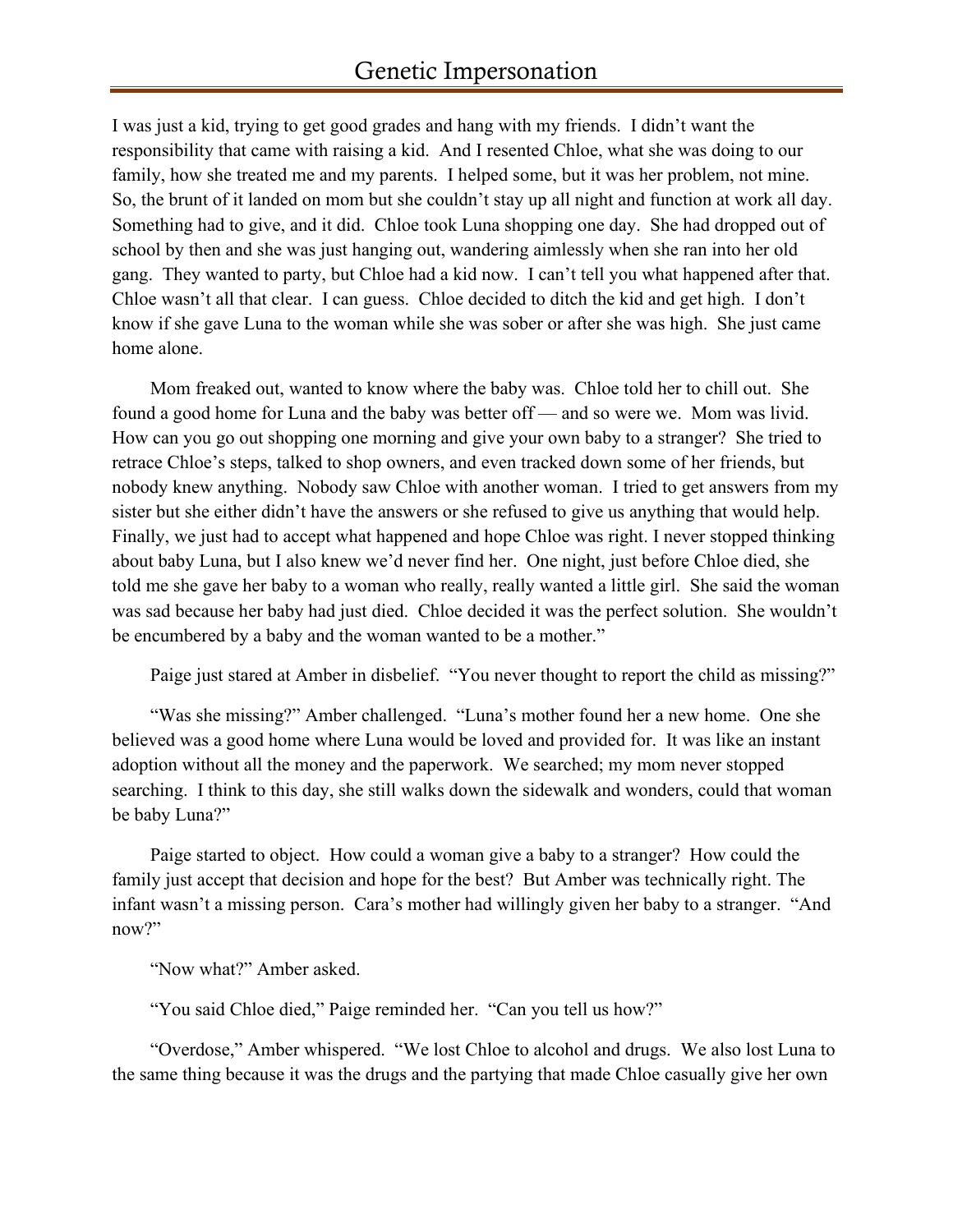I was just a kid, trying to get good grades and hang with my friends. I didn't want the responsibility that came with raising a kid. And I resented Chloe, what she was doing to our family, how she treated me and my parents. I helped some, but it was her problem, not mine. So, the brunt of it landed on mom but she couldn't stay up all night and function at work all day. Something had to give, and it did. Chloe took Luna shopping one day. She had dropped out of school by then and she was just hanging out, wandering aimlessly when she ran into her old gang. They wanted to party, but Chloe had a kid now. I can't tell you what happened after that. Chloe wasn't all that clear. I can guess. Chloe decided to ditch the kid and get high. I don't know if she gave Luna to the woman while she was sober or after she was high. She just came home alone.

Mom freaked out, wanted to know where the baby was. Chloe told her to chill out. She found a good home for Luna and the baby was better off — and so were we. Mom was livid. How can you go out shopping one morning and give your own baby to a stranger? She tried to retrace Chloe's steps, talked to shop owners, and even tracked down some of her friends, but nobody knew anything. Nobody saw Chloe with another woman. I tried to get answers from my sister but she either didn't have the answers or she refused to give us anything that would help. Finally, we just had to accept what happened and hope Chloe was right. I never stopped thinking about baby Luna, but I also knew we'd never find her. One night, just before Chloe died, she told me she gave her baby to a woman who really, really wanted a little girl. She said the woman was sad because her baby had just died. Chloe decided it was the perfect solution. She wouldn't be encumbered by a baby and the woman wanted to be a mother."

Paige just stared at Amber in disbelief. "You never thought to report the child as missing?"

"Was she missing?" Amber challenged. "Luna's mother found her a new home. One she believed was a good home where Luna would be loved and provided for. It was like an instant adoption without all the money and the paperwork. We searched; my mom never stopped searching. I think to this day, she still walks down the sidewalk and wonders, could that woman be baby Luna?"

Paige started to object. How could a woman give a baby to a stranger? How could the family just accept that decision and hope for the best? But Amber was technically right. The infant wasn't a missing person. Cara's mother had willingly given her baby to a stranger. "And now?"

"Now what?" Amber asked.

"You said Chloe died," Paige reminded her. "Can you tell us how?"

"Overdose," Amber whispered. "We lost Chloe to alcohol and drugs. We also lost Luna to the same thing because it was the drugs and the partying that made Chloe casually give her own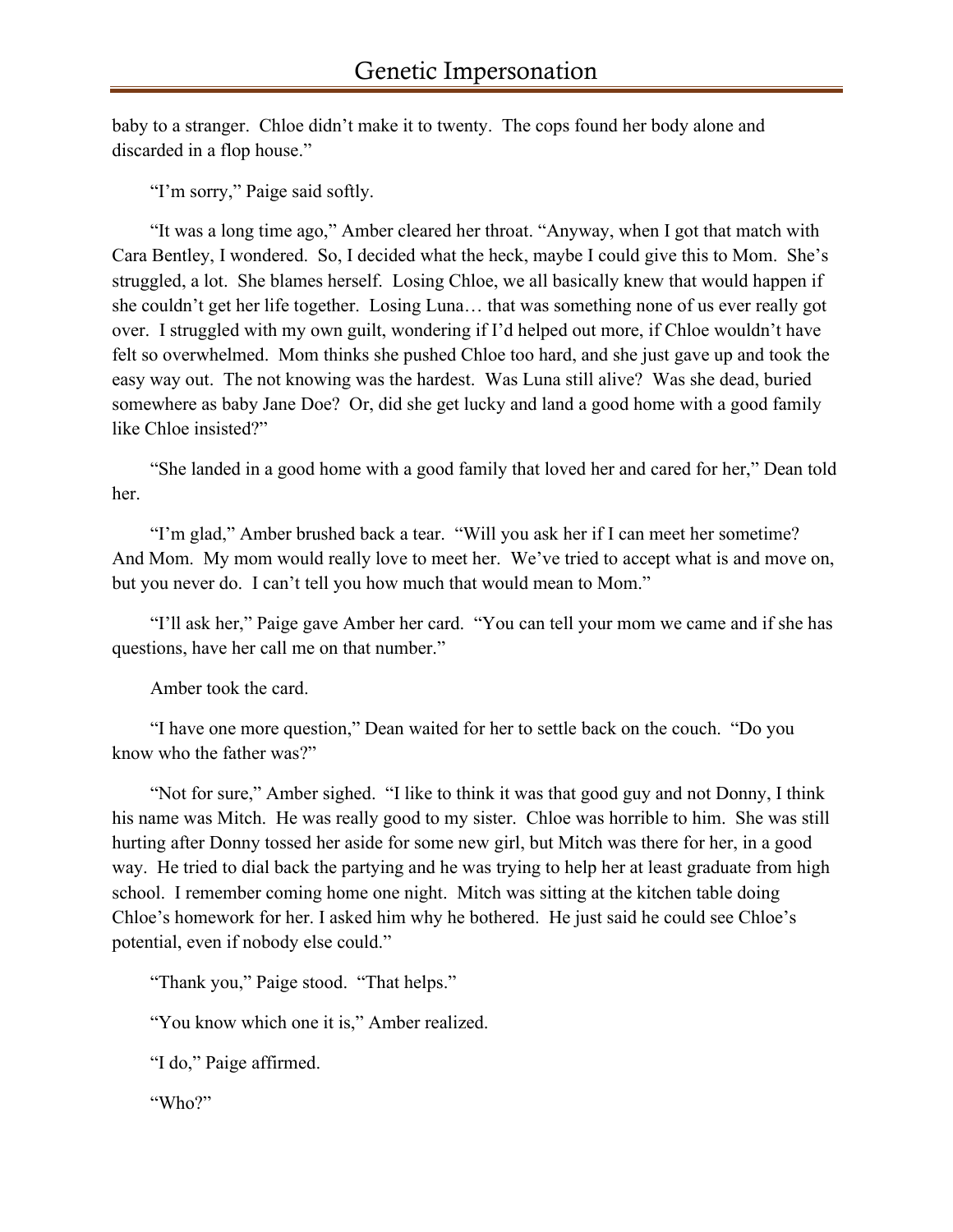baby to a stranger. Chloe didn't make it to twenty. The cops found her body alone and discarded in a flop house."

"I'm sorry," Paige said softly.

"It was a long time ago," Amber cleared her throat. "Anyway, when I got that match with Cara Bentley, I wondered. So, I decided what the heck, maybe I could give this to Mom. She's struggled, a lot. She blames herself. Losing Chloe, we all basically knew that would happen if she couldn't get her life together. Losing Luna… that was something none of us ever really got over. I struggled with my own guilt, wondering if I'd helped out more, if Chloe wouldn't have felt so overwhelmed. Mom thinks she pushed Chloe too hard, and she just gave up and took the easy way out. The not knowing was the hardest. Was Luna still alive? Was she dead, buried somewhere as baby Jane Doe? Or, did she get lucky and land a good home with a good family like Chloe insisted?"

"She landed in a good home with a good family that loved her and cared for her," Dean told her.

"I'm glad," Amber brushed back a tear. "Will you ask her if I can meet her sometime? And Mom. My mom would really love to meet her. We've tried to accept what is and move on, but you never do. I can't tell you how much that would mean to Mom."

"I'll ask her," Paige gave Amber her card. "You can tell your mom we came and if she has questions, have her call me on that number."

Amber took the card.

"I have one more question," Dean waited for her to settle back on the couch. "Do you know who the father was?"

"Not for sure," Amber sighed. "I like to think it was that good guy and not Donny, I think his name was Mitch. He was really good to my sister. Chloe was horrible to him. She was still hurting after Donny tossed her aside for some new girl, but Mitch was there for her, in a good way. He tried to dial back the partying and he was trying to help her at least graduate from high school. I remember coming home one night. Mitch was sitting at the kitchen table doing Chloe's homework for her. I asked him why he bothered. He just said he could see Chloe's potential, even if nobody else could."

"Thank you," Paige stood. "That helps."

"You know which one it is," Amber realized.

"I do," Paige affirmed.

"Who?"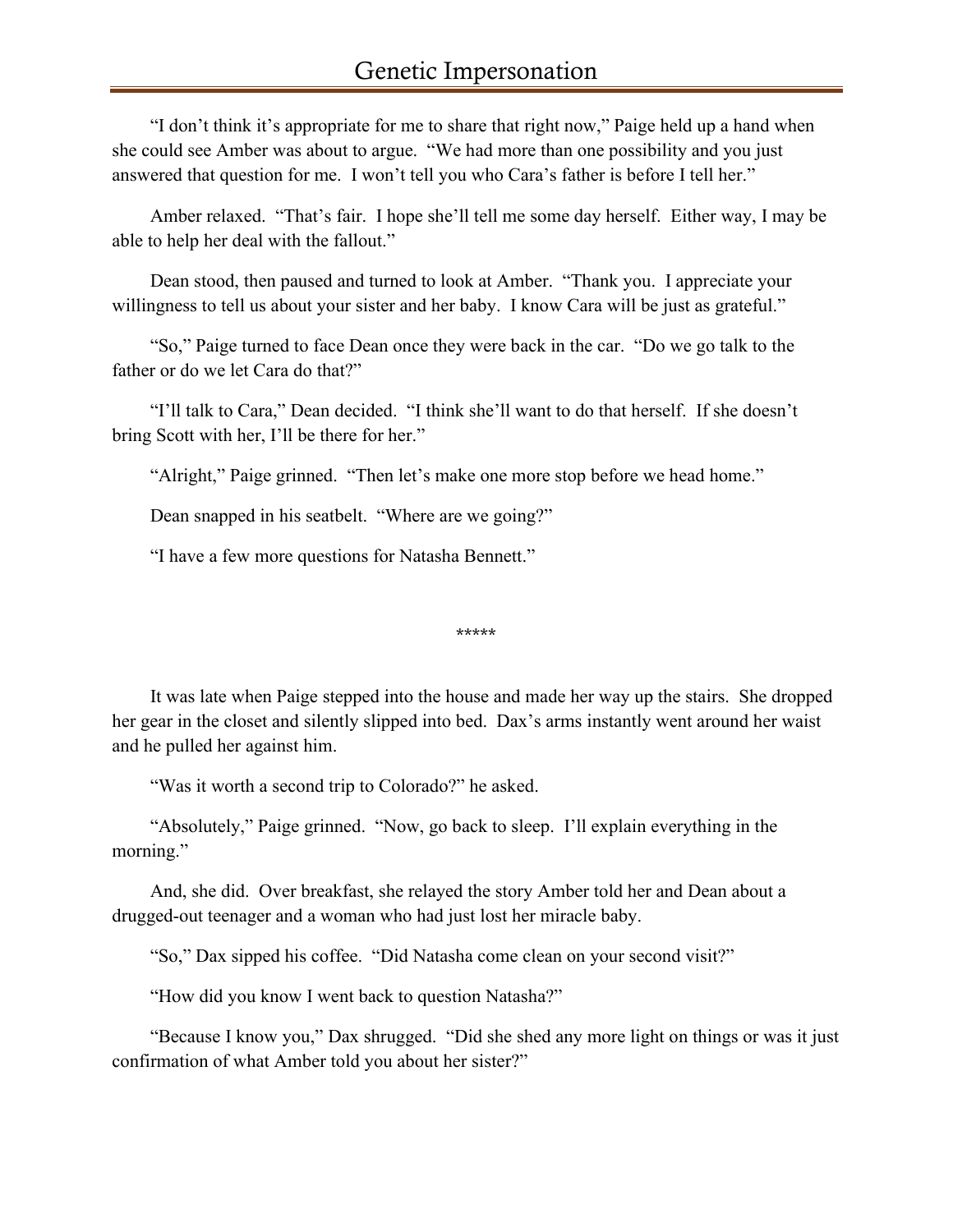"I don't think it's appropriate for me to share that right now," Paige held up a hand when she could see Amber was about to argue. "We had more than one possibility and you just answered that question for me. I won't tell you who Cara's father is before I tell her."

Amber relaxed. "That's fair. I hope she'll tell me some day herself. Either way, I may be able to help her deal with the fallout."

Dean stood, then paused and turned to look at Amber. "Thank you. I appreciate your willingness to tell us about your sister and her baby. I know Cara will be just as grateful."

"So," Paige turned to face Dean once they were back in the car. "Do we go talk to the father or do we let Cara do that?"

"I'll talk to Cara," Dean decided. "I think she'll want to do that herself. If she doesn't bring Scott with her, I'll be there for her."

"Alright," Paige grinned. "Then let's make one more stop before we head home."

Dean snapped in his seatbelt. "Where are we going?"

"I have a few more questions for Natasha Bennett."

*****

It was late when Paige stepped into the house and made her way up the stairs. She dropped her gear in the closet and silently slipped into bed. Dax's arms instantly went around her waist and he pulled her against him.

"Was it worth a second trip to Colorado?" he asked.

"Absolutely," Paige grinned. "Now, go back to sleep. I'll explain everything in the morning."

And, she did. Over breakfast, she relayed the story Amber told her and Dean about a drugged-out teenager and a woman who had just lost her miracle baby.

"So," Dax sipped his coffee. "Did Natasha come clean on your second visit?"

"How did you know I went back to question Natasha?"

"Because I know you," Dax shrugged. "Did she shed any more light on things or was it just confirmation of what Amber told you about her sister?"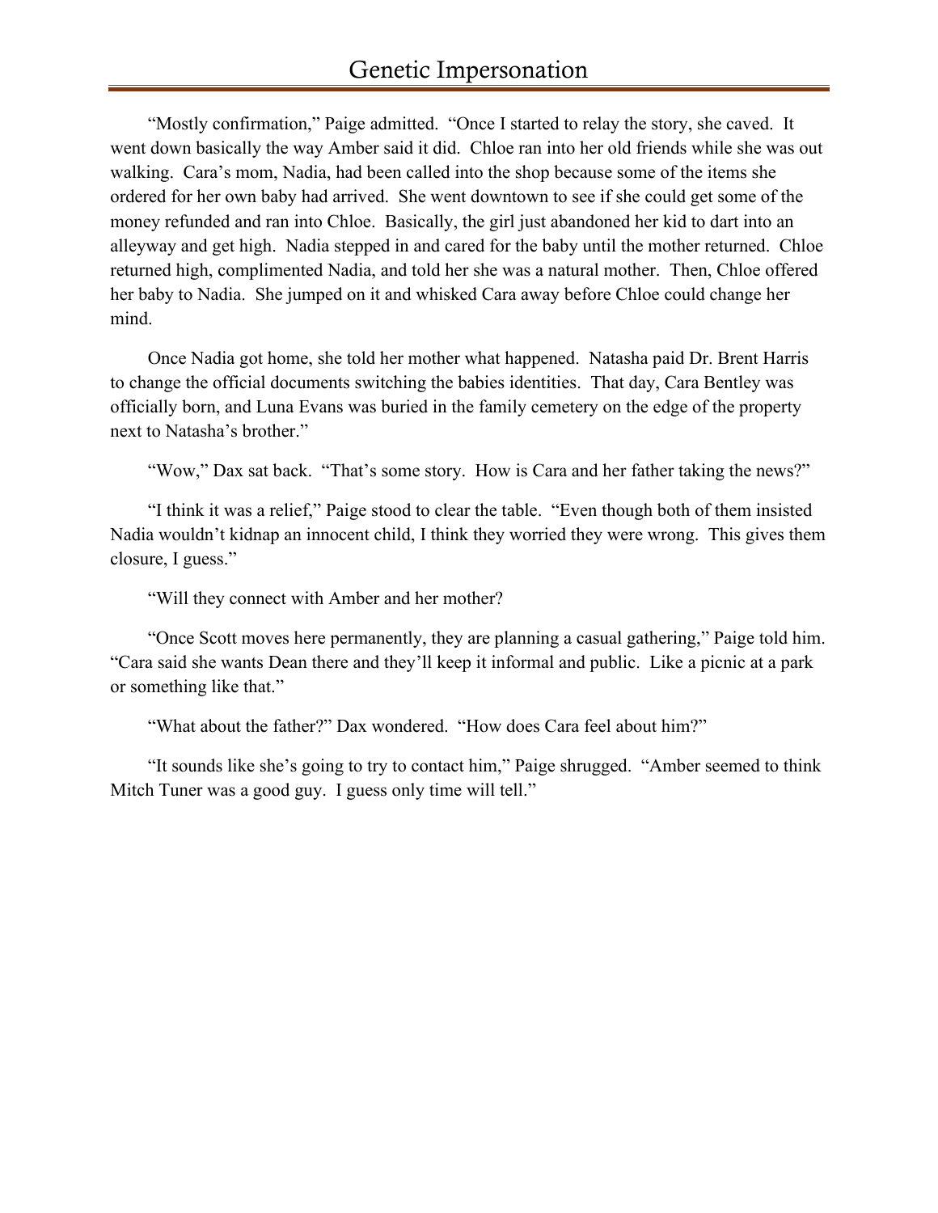"Mostly confirmation," Paige admitted. "Once I started to relay the story, she caved. It went down basically the way Amber said it did. Chloe ran into her old friends while she was out walking. Cara's mom, Nadia, had been called into the shop because some of the items she ordered for her own baby had arrived. She went downtown to see if she could get some of the money refunded and ran into Chloe. Basically, the girl just abandoned her kid to dart into an alleyway and get high. Nadia stepped in and cared for the baby until the mother returned. Chloe returned high, complimented Nadia, and told her she was a natural mother. Then, Chloe offered her baby to Nadia. She jumped on it and whisked Cara away before Chloe could change her mind.

Once Nadia got home, she told her mother what happened. Natasha paid Dr. Brent Harris to change the official documents switching the babies identities. That day, Cara Bentley was officially born, and Luna Evans was buried in the family cemetery on the edge of the property next to Natasha's brother."

"Wow," Dax sat back. "That's some story. How is Cara and her father taking the news?"

"I think it was a relief," Paige stood to clear the table. "Even though both of them insisted Nadia wouldn't kidnap an innocent child, I think they worried they were wrong. This gives them closure, I guess."

"Will they connect with Amber and her mother?

"Once Scott moves here permanently, they are planning a casual gathering," Paige told him. "Cara said she wants Dean there and they'll keep it informal and public. Like a picnic at a park or something like that."

"What about the father?" Dax wondered. "How does Cara feel about him?"

"It sounds like she's going to try to contact him," Paige shrugged. "Amber seemed to think Mitch Tuner was a good guy. I guess only time will tell."